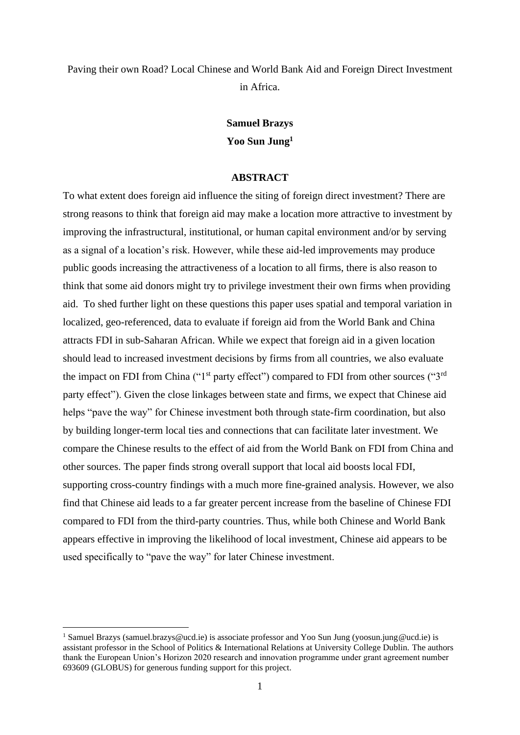# Paving their own Road? Local Chinese and World Bank Aid and Foreign Direct Investment in Africa.

**Samuel Brazys**

**Yoo Sun Jung**[1]

## ABSTRACT

To what extent does foreign aid influence the siting of foreign direct investment? There are strong reasons to think that foreign aid may make a location more attractive to investment by improving the infrastructural, institutional, or human capital environment and/or by serving as a signal of a location's risk. However, while these aid-led improvements may produce public goods increasing the attractiveness of a location to all firms, there is also reason to think that some aid donors might try to privilege investment their own firms when providing aid. To shed further light on these questions this paper uses spatial and temporal variation in localized, geo-referenced, data to evaluate if foreign aid from the World Bank and China attracts FDI in sub-Saharan African. While we expect that foreign aid in a given location should lead to increased investment decisions by firms from all countries, we also evaluate the impact on FDI from China ("1st party effect") compared to FDI from other sources ("3rd party effect"). Given the close linkages between state and firms, we expect that Chinese aid helps "pave the way" for Chinese investment both through state-firm coordination, but also by building longer-term local ties and connections that can facilitate later investment. We compare the Chinese results to the effect of aid from the World Bank on FDI from China and other sources. The paper finds strong overall support that local aid boosts local FDI, supporting cross-country findings with a much more fine-grained analysis. However, we also find that Chinese aid leads to a far greater percent increase from the baseline of Chinese FDI compared to FDI from the third-party countries. Thus, while both Chinese and World Bank appears effective in improving the likelihood of local investment, Chinese aid appears to be used specifically to "pave the way" for later Chinese investment.

---

[1] Samuel Brazys (samuel.brazys@ucd.ie) is associate professor and Yoo Sun Jung (yoosun.jung@ucd.ie) is assistant professor in the School of Politics & International Relations at University College Dublin. The authors thank the European Union's Horizon 2020 research and innovation programme under grant agreement number 693609 (GLOBUS) for generous funding support for this project.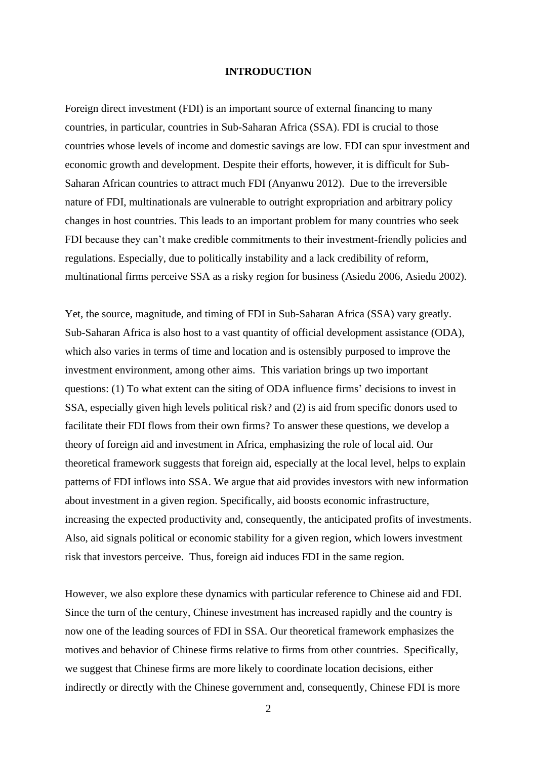## INTRODUCTION

Foreign direct investment (FDI) is an important source of external financing to many countries, in particular, countries in Sub-Saharan Africa (SSA). FDI is crucial to those countries whose levels of income and domestic savings are low. FDI can spur investment and economic growth and development. Despite their efforts, however, it is difficult for Sub-Saharan African countries to attract much FDI (Anyanwu 2012). Due to the irreversible nature of FDI, multinationals are vulnerable to outright expropriation and arbitrary policy changes in host countries. This leads to an important problem for many countries who seek FDI because they can't make credible commitments to their investment-friendly policies and regulations. Especially, due to politically instability and a lack credibility of reform, multinational firms perceive SSA as a risky region for business (Asiedu 2006, Asiedu 2002).

Yet, the source, magnitude, and timing of FDI in Sub-Saharan Africa (SSA) vary greatly. Sub-Saharan Africa is also host to a vast quantity of official development assistance (ODA), which also varies in terms of time and location and is ostensibly purposed to improve the investment environment, among other aims. This variation brings up two important questions: (1) To what extent can the siting of ODA influence firms' decisions to invest in SSA, especially given high levels political risk? and (2) is aid from specific donors used to facilitate their FDI flows from their own firms? To answer these questions, we develop a theory of foreign aid and investment in Africa, emphasizing the role of local aid. Our theoretical framework suggests that foreign aid, especially at the local level, helps to explain patterns of FDI inflows into SSA. We argue that aid provides investors with new information about investment in a given region. Specifically, aid boosts economic infrastructure, increasing the expected productivity and, consequently, the anticipated profits of investments. Also, aid signals political or economic stability for a given region, which lowers investment risk that investors perceive. Thus, foreign aid induces FDI in the same region.

However, we also explore these dynamics with particular reference to Chinese aid and FDI. Since the turn of the century, Chinese investment has increased rapidly and the country is now one of the leading sources of FDI in SSA. Our theoretical framework emphasizes the motives and behavior of Chinese firms relative to firms from other countries. Specifically, we suggest that Chinese firms are more likely to coordinate location decisions, either indirectly or directly with the Chinese government and, consequently, Chinese FDI is more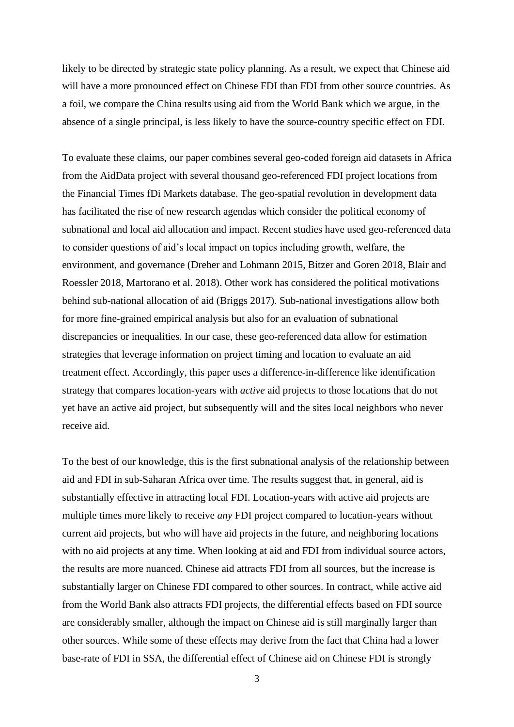likely to be directed by strategic state policy planning. As a result, we expect that Chinese aid will have a more pronounced effect on Chinese FDI than FDI from other source countries. As a foil, we compare the China results using aid from the World Bank which we argue, in the absence of a single principal, is less likely to have the source-country specific effect on FDI.

To evaluate these claims, our paper combines several geo-coded foreign aid datasets in Africa from the AidData project with several thousand geo-referenced FDI project locations from the Financial Times fDi Markets database. The geo-spatial revolution in development data has facilitated the rise of new research agendas which consider the political economy of subnational and local aid allocation and impact. Recent studies have used geo-referenced data to consider questions of aid's local impact on topics including growth, welfare, the environment, and governance (Dreher and Lohmann 2015, Bitzer and Goren 2018, Blair and Roessler 2018, Martorano et al. 2018). Other work has considered the political motivations behind sub-national allocation of aid (Briggs 2017). Sub-national investigations allow both for more fine-grained empirical analysis but also for an evaluation of subnational discrepancies or inequalities. In our case, these geo-referenced data allow for estimation strategies that leverage information on project timing and location to evaluate an aid treatment effect. Accordingly, this paper uses a difference-in-difference like identification strategy that compares location-years with *active* aid projects to those locations that do not yet have an active aid project, but subsequently will and the sites local neighbors who never receive aid.

To the best of our knowledge, this is the first subnational analysis of the relationship between aid and FDI in sub-Saharan Africa over time. The results suggest that, in general, aid is substantially effective in attracting local FDI. Location-years with active aid projects are multiple times more likely to receive *any* FDI project compared to location-years without current aid projects, but who will have aid projects in the future, and neighboring locations with no aid projects at any time. When looking at aid and FDI from individual source actors, the results are more nuanced. Chinese aid attracts FDI from all sources, but the increase is substantially larger on Chinese FDI compared to other sources. In contract, while active aid from the World Bank also attracts FDI projects, the differential effects based on FDI source are considerably smaller, although the impact on Chinese aid is still marginally larger than other sources. While some of these effects may derive from the fact that China had a lower base-rate of FDI in SSA, the differential effect of Chinese aid on Chinese FDI is strongly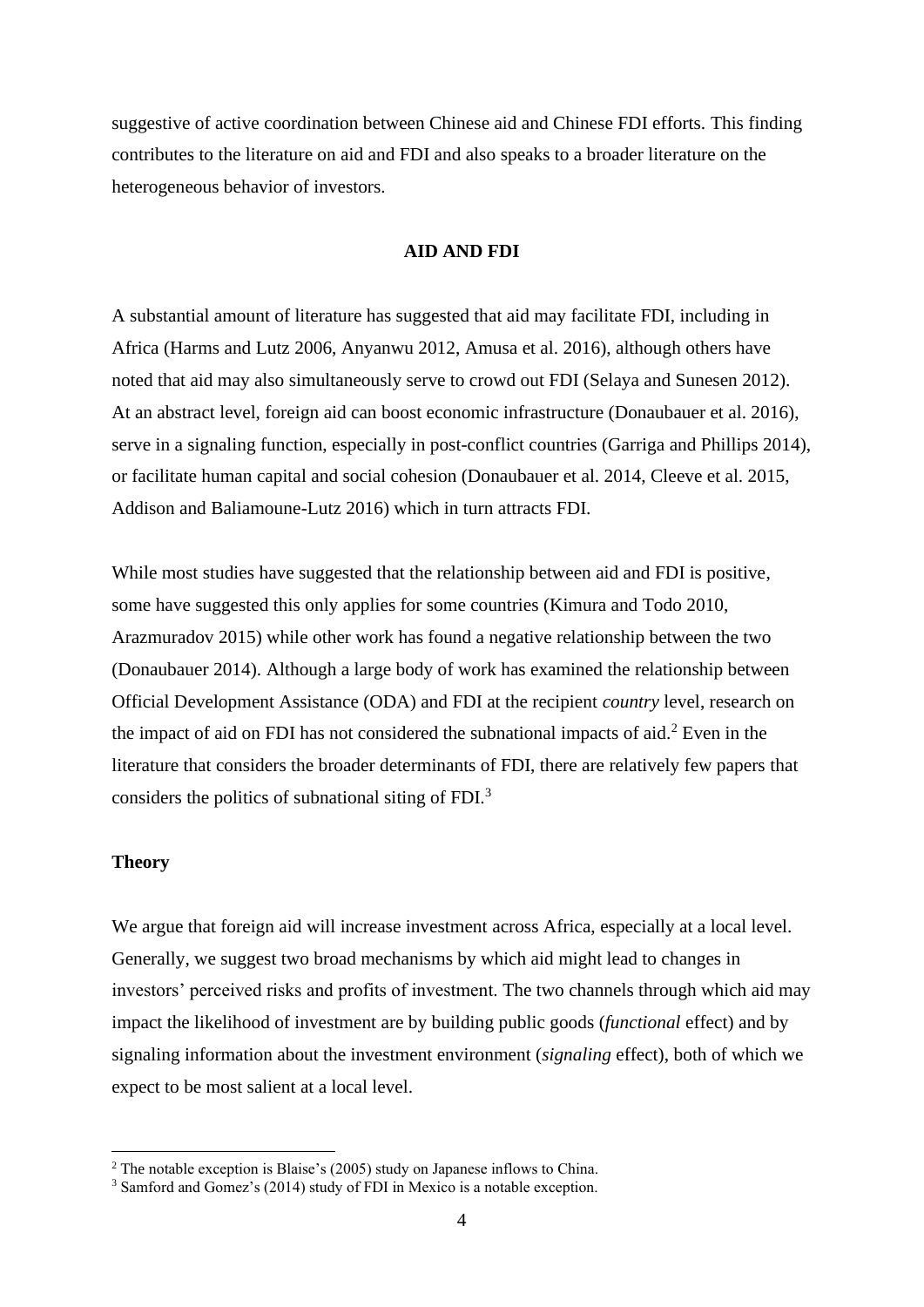suggestive of active coordination between Chinese aid and Chinese FDI efforts. This finding contributes to the literature on aid and FDI and also speaks to a broader literature on the heterogeneous behavior of investors.

## AID AND FDI

A substantial amount of literature has suggested that aid may facilitate FDI, including in Africa (Harms and Lutz 2006, Anyanwu 2012, Amusa et al. 2016), although others have noted that aid may also simultaneously serve to crowd out FDI (Selaya and Sunesen 2012). At an abstract level, foreign aid can boost economic infrastructure (Donaubauer et al. 2016), serve in a signaling function, especially in post-conflict countries (Garriga and Phillips 2014), or facilitate human capital and social cohesion (Donaubauer et al. 2014, Cleeve et al. 2015, Addison and Baliamoune-Lutz 2016) which in turn attracts FDI.

While most studies have suggested that the relationship between aid and FDI is positive, some have suggested this only applies for some countries (Kimura and Todo 2010, Arazmuradov 2015) while other work has found a negative relationship between the two (Donaubauer 2014). Although a large body of work has examined the relationship between Official Development Assistance (ODA) and FDI at the recipient *country* level, research on the impact of aid on FDI has not considered the subnational impacts of aid.[2] Even in the literature that considers the broader determinants of FDI, there are relatively few papers that considers the politics of subnational siting of FDI.[3]

### Theory

We argue that foreign aid will increase investment across Africa, especially at a local level. Generally, we suggest two broad mechanisms by which aid might lead to changes in investors' perceived risks and profits of investment. The two channels through which aid may impact the likelihood of investment are by building public goods (*functional* effect) and by signaling information about the investment environment (*signaling* effect), both of which we expect to be most salient at a local level.

[2] The notable exception is Blaise's (2005) study on Japanese inflows to China.

[3] Samford and Gomez's (2014) study of FDI in Mexico is a notable exception.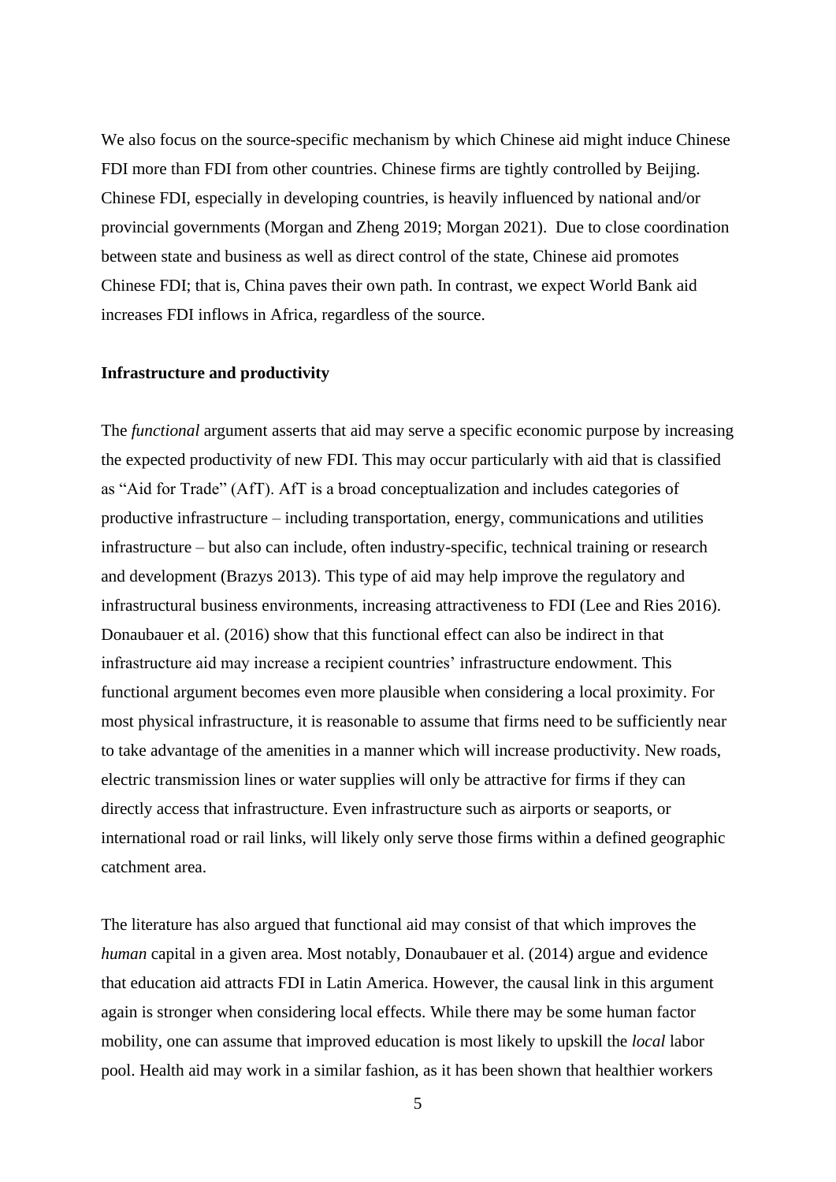We also focus on the source-specific mechanism by which Chinese aid might induce Chinese FDI more than FDI from other countries. Chinese firms are tightly controlled by Beijing. Chinese FDI, especially in developing countries, is heavily influenced by national and/or provincial governments (Morgan and Zheng 2019; Morgan 2021). Due to close coordination between state and business as well as direct control of the state, Chinese aid promotes Chinese FDI; that is, China paves their own path. In contrast, we expect World Bank aid increases FDI inflows in Africa, regardless of the source.

**Infrastructure and productivity**

The *functional* argument asserts that aid may serve a specific economic purpose by increasing the expected productivity of new FDI. This may occur particularly with aid that is classified as "Aid for Trade" (AfT). AfT is a broad conceptualization and includes categories of productive infrastructure – including transportation, energy, communications and utilities infrastructure – but also can include, often industry-specific, technical training or research and development (Brazys 2013). This type of aid may help improve the regulatory and infrastructural business environments, increasing attractiveness to FDI (Lee and Ries 2016). Donaubauer et al. (2016) show that this functional effect can also be indirect in that infrastructure aid may increase a recipient countries' infrastructure endowment. This functional argument becomes even more plausible when considering a local proximity. For most physical infrastructure, it is reasonable to assume that firms need to be sufficiently near to take advantage of the amenities in a manner which will increase productivity. New roads, electric transmission lines or water supplies will only be attractive for firms if they can directly access that infrastructure. Even infrastructure such as airports or seaports, or international road or rail links, will likely only serve those firms within a defined geographic catchment area.

The literature has also argued that functional aid may consist of that which improves the *human* capital in a given area. Most notably, Donaubauer et al. (2014) argue and evidence that education aid attracts FDI in Latin America. However, the causal link in this argument again is stronger when considering local effects. While there may be some human factor mobility, one can assume that improved education is most likely to upskill the *local* labor pool. Health aid may work in a similar fashion, as it has been shown that healthier workers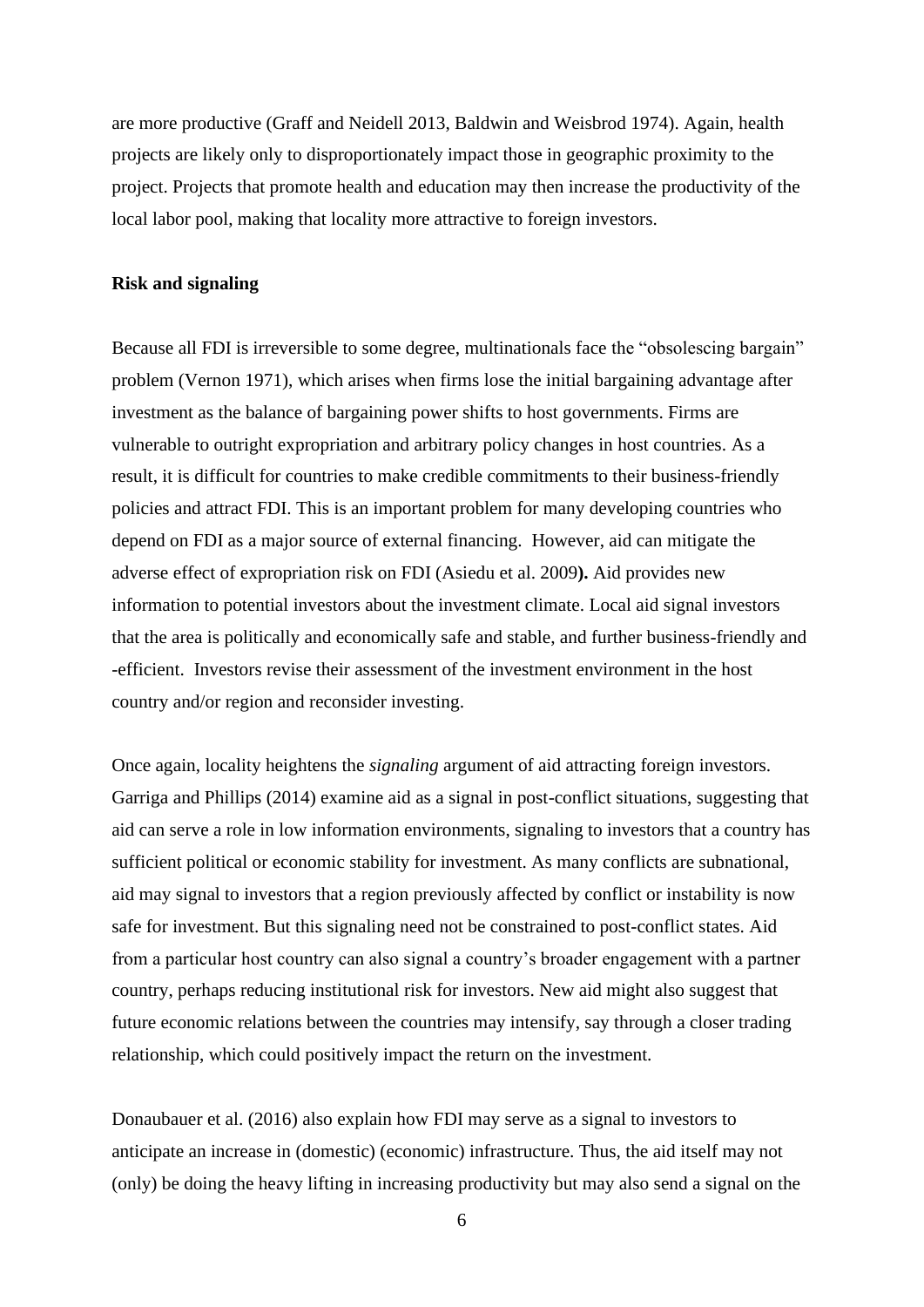are more productive (Graff and Neidell 2013, Baldwin and Weisbrod 1974). Again, health projects are likely only to disproportionately impact those in geographic proximity to the project. Projects that promote health and education may then increase the productivity of the local labor pool, making that locality more attractive to foreign investors.

**Risk and signaling**

Because all FDI is irreversible to some degree, multinationals face the "obsolescing bargain" problem (Vernon 1971), which arises when firms lose the initial bargaining advantage after investment as the balance of bargaining power shifts to host governments. Firms are vulnerable to outright expropriation and arbitrary policy changes in host countries. As a result, it is difficult for countries to make credible commitments to their business-friendly policies and attract FDI. This is an important problem for many developing countries who depend on FDI as a major source of external financing. However, aid can mitigate the adverse effect of expropriation risk on FDI (Asiedu et al. 2009**).** Aid provides new information to potential investors about the investment climate. Local aid signal investors that the area is politically and economically safe and stable, and further business-friendly and -efficient. Investors revise their assessment of the investment environment in the host country and/or region and reconsider investing.

Once again, locality heightens the *signaling* argument of aid attracting foreign investors. Garriga and Phillips (2014) examine aid as a signal in post-conflict situations, suggesting that aid can serve a role in low information environments, signaling to investors that a country has sufficient political or economic stability for investment. As many conflicts are subnational, aid may signal to investors that a region previously affected by conflict or instability is now safe for investment. But this signaling need not be constrained to post-conflict states. Aid from a particular host country can also signal a country's broader engagement with a partner country, perhaps reducing institutional risk for investors. New aid might also suggest that future economic relations between the countries may intensify, say through a closer trading relationship, which could positively impact the return on the investment.

Donaubauer et al. (2016) also explain how FDI may serve as a signal to investors to anticipate an increase in (domestic) (economic) infrastructure. Thus, the aid itself may not (only) be doing the heavy lifting in increasing productivity but may also send a signal on the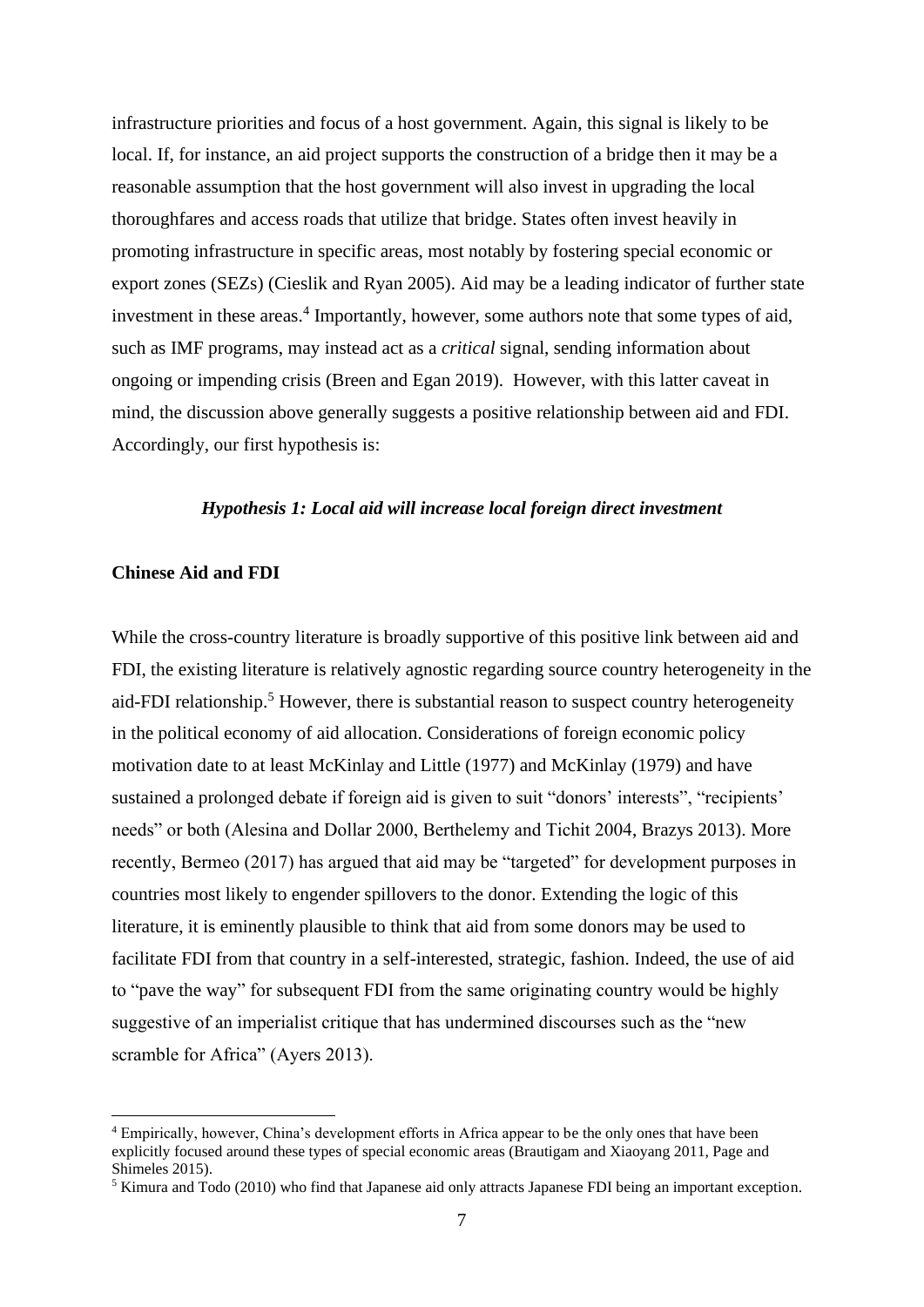infrastructure priorities and focus of a host government. Again, this signal is likely to be local. If, for instance, an aid project supports the construction of a bridge then it may be a reasonable assumption that the host government will also invest in upgrading the local thoroughfares and access roads that utilize that bridge. States often invest heavily in promoting infrastructure in specific areas, most notably by fostering special economic or export zones (SEZs) (Cieslik and Ryan 2005). Aid may be a leading indicator of further state investment in these areas.[4] Importantly, however, some authors note that some types of aid, such as IMF programs, may instead act as a *critical* signal, sending information about ongoing or impending crisis (Breen and Egan 2019). However, with this latter caveat in mind, the discussion above generally suggests a positive relationship between aid and FDI. Accordingly, our first hypothesis is:

***Hypothesis 1: Local aid will increase local foreign direct investment***

**Chinese Aid and FDI**

While the cross-country literature is broadly supportive of this positive link between aid and FDI, the existing literature is relatively agnostic regarding source country heterogeneity in the aid-FDI relationship.[5] However, there is substantial reason to suspect country heterogeneity in the political economy of aid allocation. Considerations of foreign economic policy motivation date to at least McKinlay and Little (1977) and McKinlay (1979) and have sustained a prolonged debate if foreign aid is given to suit "donors' interests", "recipients' needs" or both (Alesina and Dollar 2000, Berthelemy and Tichit 2004, Brazys 2013). More recently, Bermeo (2017) has argued that aid may be "targeted" for development purposes in countries most likely to engender spillovers to the donor. Extending the logic of this literature, it is eminently plausible to think that aid from some donors may be used to facilitate FDI from that country in a self-interested, strategic, fashion. Indeed, the use of aid to "pave the way" for subsequent FDI from the same originating country would be highly suggestive of an imperialist critique that has undermined discourses such as the "new scramble for Africa" (Ayers 2013).

---

[4] Empirically, however, China's development efforts in Africa appear to be the only ones that have been explicitly focused around these types of special economic areas (Brautigam and Xiaoyang 2011, Page and Shimeles 2015).

[5] Kimura and Todo (2010) who find that Japanese aid only attracts Japanese FDI being an important exception.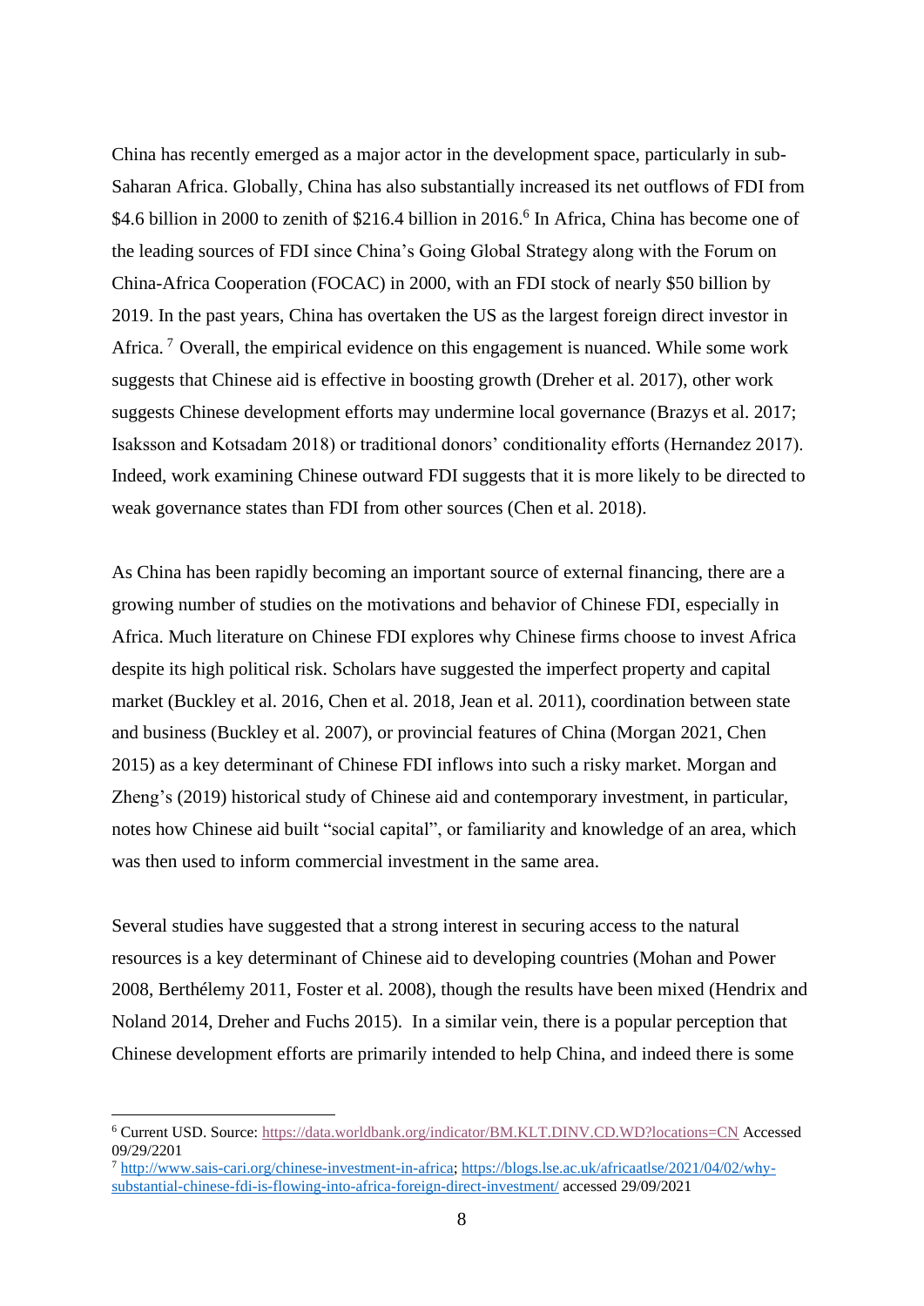China has recently emerged as a major actor in the development space, particularly in sub-Saharan Africa. Globally, China has also substantially increased its net outflows of FDI from $4.6 billion in 2000 to zenith of $216.4 billion in 2016.[6] In Africa, China has become one of the leading sources of FDI since China's Going Global Strategy along with the Forum on China-Africa Cooperation (FOCAC) in 2000, with an FDI stock of nearly $50 billion by 2019. In the past years, China has overtaken the US as the largest foreign direct investor in Africa. [7] Overall, the empirical evidence on this engagement is nuanced. While some work suggests that Chinese aid is effective in boosting growth (Dreher et al. 2017), other work suggests Chinese development efforts may undermine local governance (Brazys et al. 2017; Isaksson and Kotsadam 2018) or traditional donors' conditionality efforts (Hernandez 2017). Indeed, work examining Chinese outward FDI suggests that it is more likely to be directed to weak governance states than FDI from other sources (Chen et al. 2018).

As China has been rapidly becoming an important source of external financing, there are a growing number of studies on the motivations and behavior of Chinese FDI, especially in Africa. Much literature on Chinese FDI explores why Chinese firms choose to invest Africa despite its high political risk. Scholars have suggested the imperfect property and capital market (Buckley et al. 2016, Chen et al. 2018, Jean et al. 2011), coordination between state and business (Buckley et al. 2007), or provincial features of China (Morgan 2021, Chen 2015) as a key determinant of Chinese FDI inflows into such a risky market. Morgan and Zheng's (2019) historical study of Chinese aid and contemporary investment, in particular, notes how Chinese aid built "social capital", or familiarity and knowledge of an area, which was then used to inform commercial investment in the same area.

Several studies have suggested that a strong interest in securing access to the natural resources is a key determinant of Chinese aid to developing countries (Mohan and Power 2008, Berthélemy 2011, Foster et al. 2008), though the results have been mixed (Hendrix and Noland 2014, Dreher and Fuchs 2015). In a similar vein, there is a popular perception that Chinese development efforts are primarily intended to help China, and indeed there is some

---

[6] Current USD. Source: https://data.worldbank.org/indicator/BM.KLT.DINV.CD.WD?locations=CN Accessed 09/29/2201

[7] http://www.sais-cari.org/chinese-investment-in-africa; https://blogs.lse.ac.uk/africaatlse/2021/04/02/why-substantial-chinese-fdi-is-flowing-into-africa-foreign-direct-investment/ accessed 29/09/2021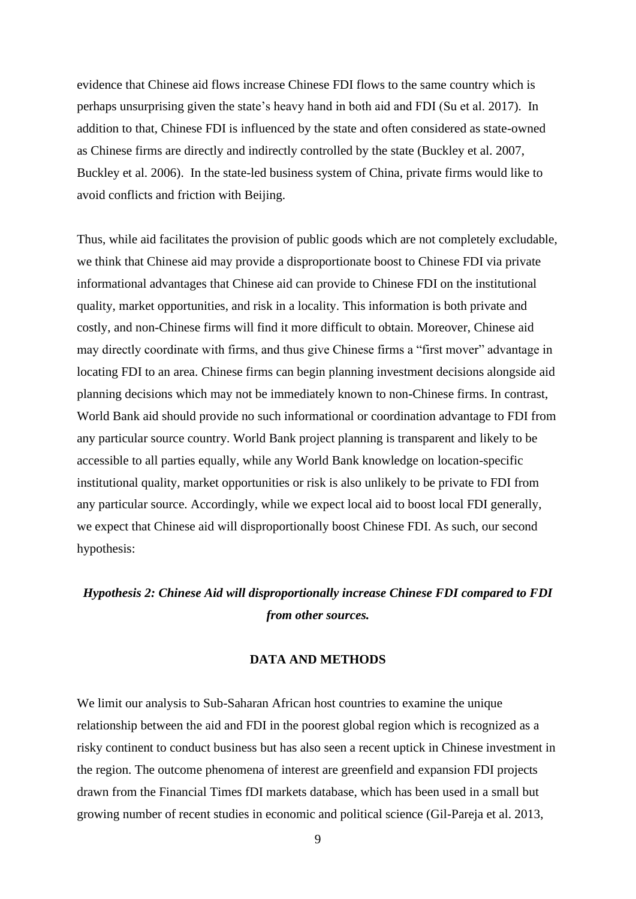evidence that Chinese aid flows increase Chinese FDI flows to the same country which is perhaps unsurprising given the state's heavy hand in both aid and FDI (Su et al. 2017). In addition to that, Chinese FDI is influenced by the state and often considered as state-owned as Chinese firms are directly and indirectly controlled by the state (Buckley et al. 2007, Buckley et al. 2006). In the state-led business system of China, private firms would like to avoid conflicts and friction with Beijing.

Thus, while aid facilitates the provision of public goods which are not completely excludable, we think that Chinese aid may provide a disproportionate boost to Chinese FDI via private informational advantages that Chinese aid can provide to Chinese FDI on the institutional quality, market opportunities, and risk in a locality. This information is both private and costly, and non-Chinese firms will find it more difficult to obtain. Moreover, Chinese aid may directly coordinate with firms, and thus give Chinese firms a "first mover" advantage in locating FDI to an area. Chinese firms can begin planning investment decisions alongside aid planning decisions which may not be immediately known to non-Chinese firms. In contrast, World Bank aid should provide no such informational or coordination advantage to FDI from any particular source country. World Bank project planning is transparent and likely to be accessible to all parties equally, while any World Bank knowledge on location-specific institutional quality, market opportunities or risk is also unlikely to be private to FDI from any particular source. Accordingly, while we expect local aid to boost local FDI generally, we expect that Chinese aid will disproportionally boost Chinese FDI. As such, our second hypothesis:

***Hypothesis 2: Chinese Aid will disproportionally increase Chinese FDI compared to FDI from other sources.***

## DATA AND METHODS

We limit our analysis to Sub-Saharan African host countries to examine the unique relationship between the aid and FDI in the poorest global region which is recognized as a risky continent to conduct business but has also seen a recent uptick in Chinese investment in the region. The outcome phenomena of interest are greenfield and expansion FDI projects drawn from the Financial Times fDI markets database, which has been used in a small but growing number of recent studies in economic and political science (Gil-Pareja et al. 2013,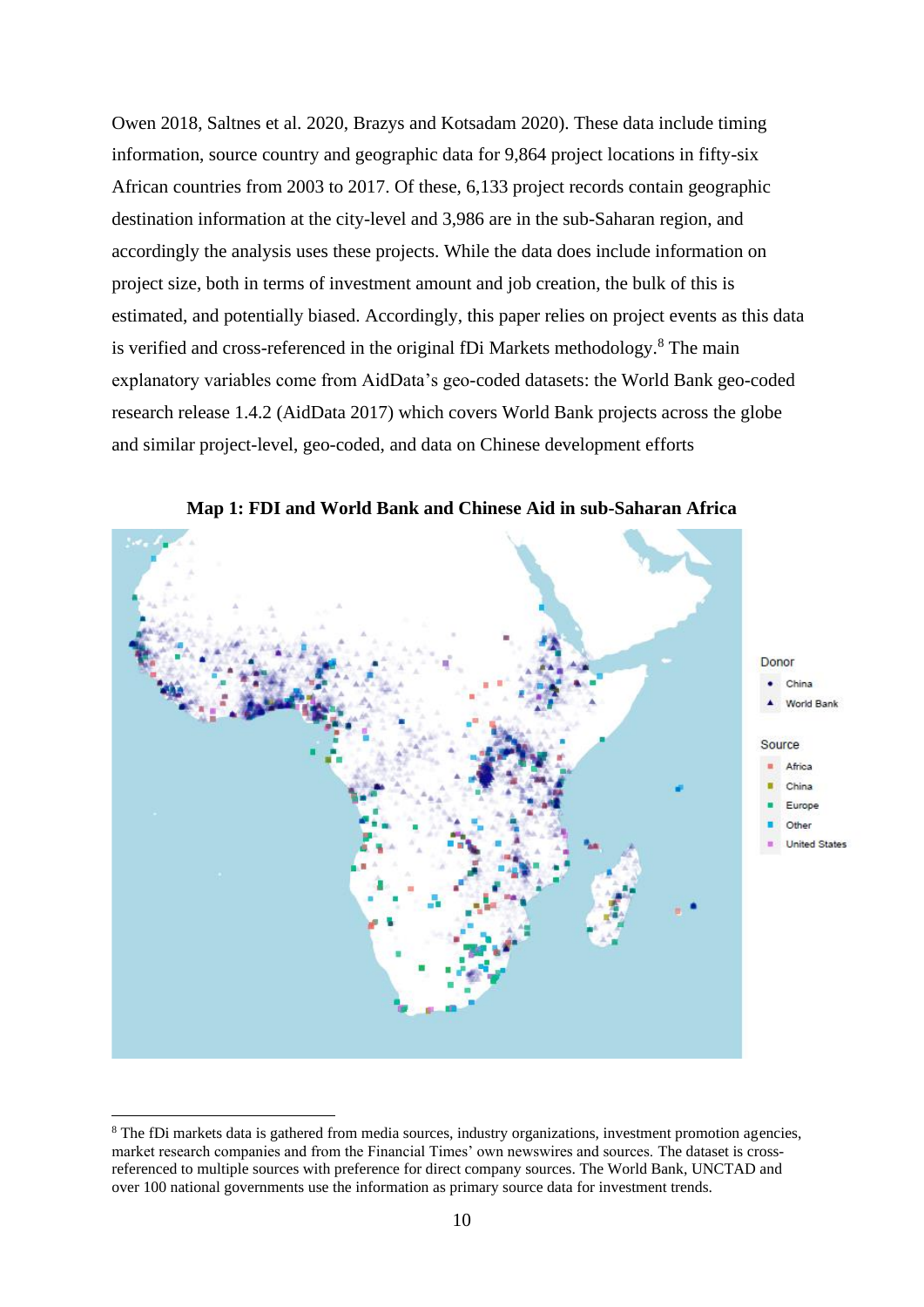Owen 2018, Saltnes et al. 2020, Brazys and Kotsadam 2020). These data include timing information, source country and geographic data for 9,864 project locations in fifty-six African countries from 2003 to 2017. Of these, 6,133 project records contain geographic destination information at the city-level and 3,986 are in the sub-Saharan region, and accordingly the analysis uses these projects. While the data does include information on project size, both in terms of investment amount and job creation, the bulk of this is estimated, and potentially biased. Accordingly, this paper relies on project events as this data is verified and cross-referenced in the original fDi Markets methodology.[8] The main explanatory variables come from AidData's geo-coded datasets: the World Bank geo-coded research release 1.4.2 (AidData 2017) which covers World Bank projects across the globe and similar project-level, geo-coded, and data on Chinese development efforts

**Map 1: FDI and World Bank and Chinese Aid in sub-Saharan Africa**

[8] The fDi markets data is gathered from media sources, industry organizations, investment promotion agencies, market research companies and from the Financial Times' own newswires and sources. The dataset is cross-referenced to multiple sources with preference for direct company sources. The World Bank, UNCTAD and over 100 national governments use the information as primary source data for investment trends.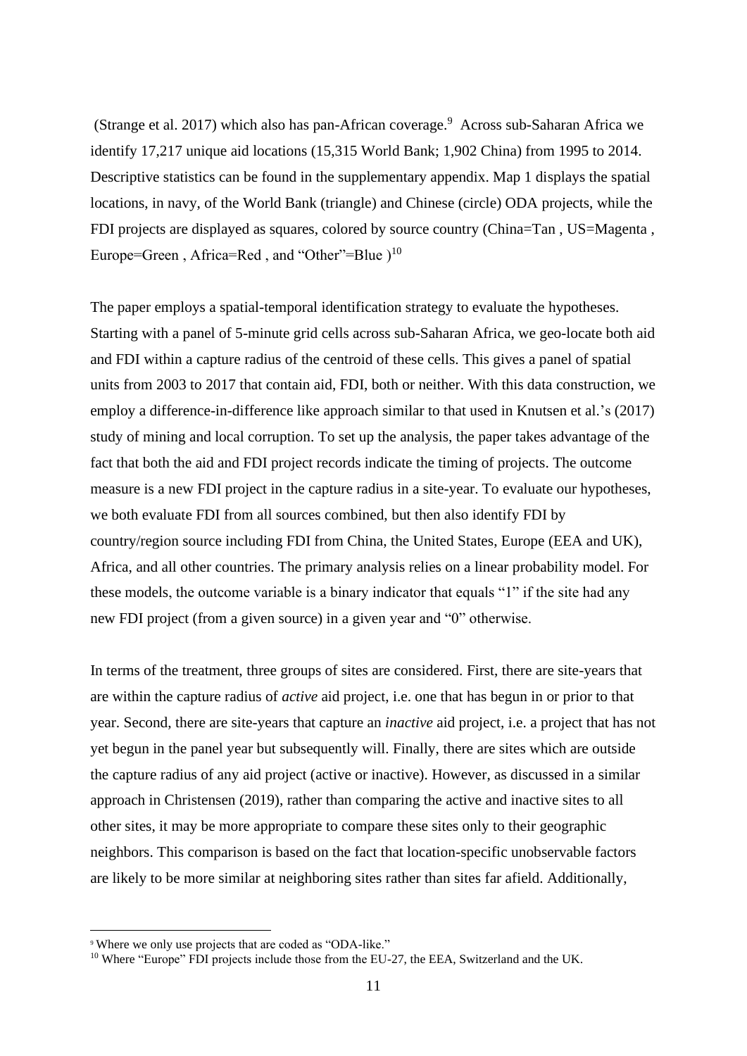(Strange et al. 2017) which also has pan-African coverage.[9] Across sub-Saharan Africa we identify 17,217 unique aid locations (15,315 World Bank; 1,902 China) from 1995 to 2014. Descriptive statistics can be found in the supplementary appendix. Map 1 displays the spatial locations, in navy, of the World Bank (triangle) and Chinese (circle) ODA projects, while the FDI projects are displayed as squares, colored by source country (China=Tan , US=Magenta , Europe=Green , Africa=Red , and "Other"=Blue )[10]

The paper employs a spatial-temporal identification strategy to evaluate the hypotheses. Starting with a panel of 5-minute grid cells across sub-Saharan Africa, we geo-locate both aid and FDI within a capture radius of the centroid of these cells. This gives a panel of spatial units from 2003 to 2017 that contain aid, FDI, both or neither. With this data construction, we employ a difference-in-difference like approach similar to that used in Knutsen et al.'s (2017) study of mining and local corruption. To set up the analysis, the paper takes advantage of the fact that both the aid and FDI project records indicate the timing of projects. The outcome measure is a new FDI project in the capture radius in a site-year. To evaluate our hypotheses, we both evaluate FDI from all sources combined, but then also identify FDI by country/region source including FDI from China, the United States, Europe (EEA and UK), Africa, and all other countries. The primary analysis relies on a linear probability model. For these models, the outcome variable is a binary indicator that equals "1" if the site had any new FDI project (from a given source) in a given year and "0" otherwise.

In terms of the treatment, three groups of sites are considered. First, there are site-years that are within the capture radius of *active* aid project, i.e. one that has begun in or prior to that year. Second, there are site-years that capture an *inactive* aid project, i.e. a project that has not yet begun in the panel year but subsequently will. Finally, there are sites which are outside the capture radius of any aid project (active or inactive). However, as discussed in a similar approach in Christensen (2019), rather than comparing the active and inactive sites to all other sites, it may be more appropriate to compare these sites only to their geographic neighbors. This comparison is based on the fact that location-specific unobservable factors are likely to be more similar at neighboring sites rather than sites far afield. Additionally,

[9] Where we only use projects that are coded as "ODA-like."

[10] Where "Europe" FDI projects include those from the EU-27, the EEA, Switzerland and the UK.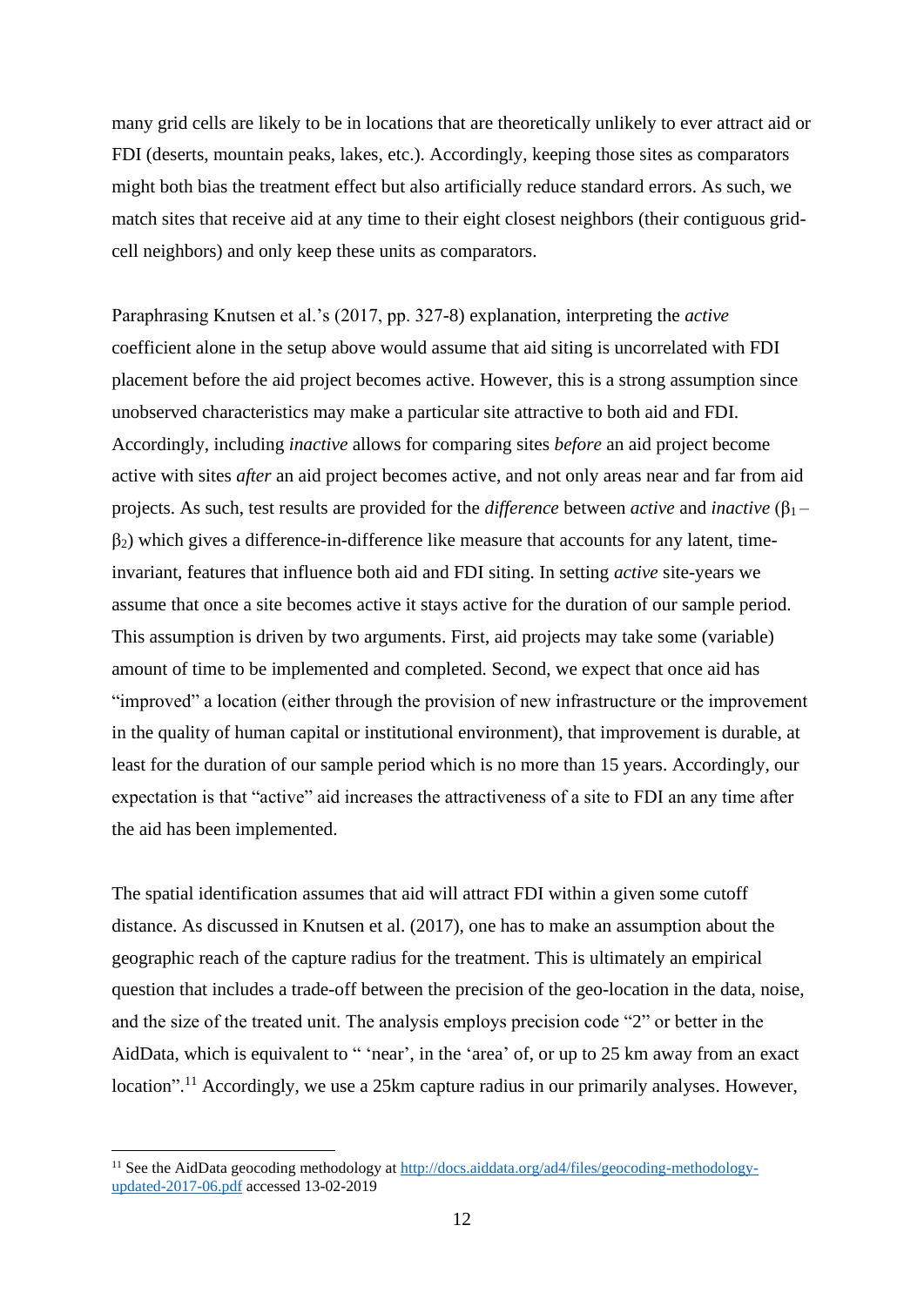many grid cells are likely to be in locations that are theoretically unlikely to ever attract aid or FDI (deserts, mountain peaks, lakes, etc.). Accordingly, keeping those sites as comparators might both bias the treatment effect but also artificially reduce standard errors. As such, we match sites that receive aid at any time to their eight closest neighbors (their contiguous grid-cell neighbors) and only keep these units as comparators.

Paraphrasing Knutsen et al.'s (2017, pp. 327-8) explanation, interpreting the *active* coefficient alone in the setup above would assume that aid siting is uncorrelated with FDI placement before the aid project becomes active. However, this is a strong assumption since unobserved characteristics may make a particular site attractive to both aid and FDI. Accordingly, including *inactive* allows for comparing sites *before* an aid project become active with sites *after* an aid project becomes active, and not only areas near and far from aid projects. As such, test results are provided for the *difference* between *active* and *inactive* ($\beta_1 - \beta_2$) which gives a difference-in-difference like measure that accounts for any latent, time-invariant, features that influence both aid and FDI siting. In setting *active* site-years we assume that once a site becomes active it stays active for the duration of our sample period. This assumption is driven by two arguments. First, aid projects may take some (variable) amount of time to be implemented and completed. Second, we expect that once aid has "improved" a location (either through the provision of new infrastructure or the improvement in the quality of human capital or institutional environment), that improvement is durable, at least for the duration of our sample period which is no more than 15 years. Accordingly, our expectation is that "active" aid increases the attractiveness of a site to FDI an any time after the aid has been implemented.

The spatial identification assumes that aid will attract FDI within a given some cutoff distance. As discussed in Knutsen et al. (2017), one has to make an assumption about the geographic reach of the capture radius for the treatment. This is ultimately an empirical question that includes a trade-off between the precision of the geo-location in the data, noise, and the size of the treated unit. The analysis employs precision code "2" or better in the AidData, which is equivalent to " 'near', in the 'area' of, or up to 25 km away from an exact location".[11] Accordingly, we use a 25km capture radius in our primarily analyses. However,

[11] See the AidData geocoding methodology at http://docs.aiddata.org/ad4/files/geocoding-methodology-updated-2017-06.pdf accessed 13-02-2019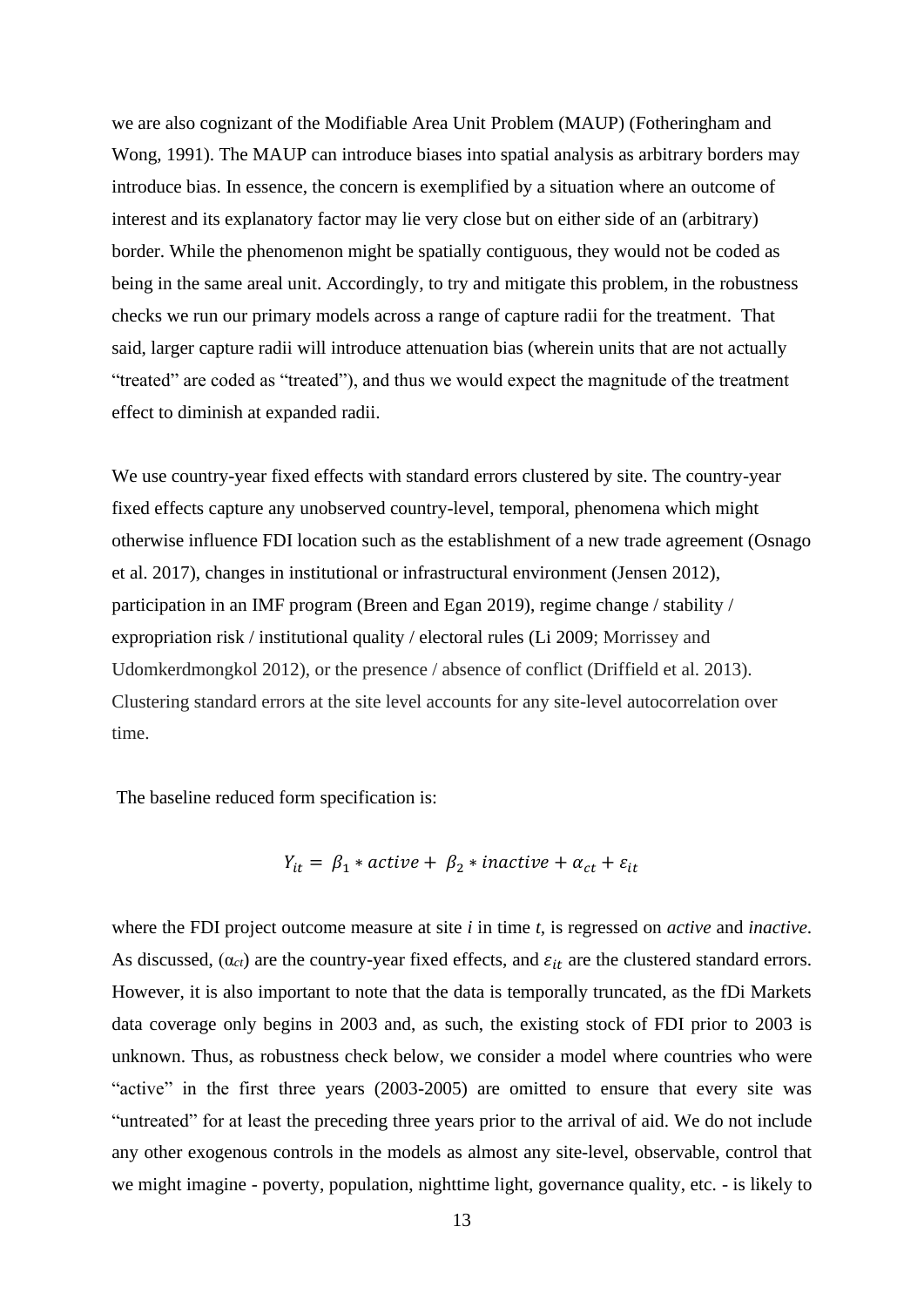we are also cognizant of the Modifiable Area Unit Problem (MAUP) (Fotheringham and Wong, 1991). The MAUP can introduce biases into spatial analysis as arbitrary borders may introduce bias. In essence, the concern is exemplified by a situation where an outcome of interest and its explanatory factor may lie very close but on either side of an (arbitrary) border. While the phenomenon might be spatially contiguous, they would not be coded as being in the same areal unit. Accordingly, to try and mitigate this problem, in the robustness checks we run our primary models across a range of capture radii for the treatment. That said, larger capture radii will introduce attenuation bias (wherein units that are not actually "treated" are coded as "treated"), and thus we would expect the magnitude of the treatment effect to diminish at expanded radii.

We use country-year fixed effects with standard errors clustered by site. The country-year fixed effects capture any unobserved country-level, temporal, phenomena which might otherwise influence FDI location such as the establishment of a new trade agreement (Osnago et al. 2017), changes in institutional or infrastructural environment (Jensen 2012), participation in an IMF program (Breen and Egan 2019), regime change / stability / expropriation risk / institutional quality / electoral rules (Li 2009; Morrissey and Udomkerdmongkol 2012), or the presence / absence of conflict (Driffield et al. 2013). Clustering standard errors at the site level accounts for any site-level autocorrelation over time.

The baseline reduced form specification is:

$$Y_{it} = \beta_1 * active + \beta_2 * inactive + \alpha_{ct} + \varepsilon_{it}$$

where the FDI project outcome measure at site *i* in time *t*, is regressed on *active* and *inactive*. As discussed, ($\alpha_{ct}$) are the country-year fixed effects, and $\varepsilon_{it}$ are the clustered standard errors. However, it is also important to note that the data is temporally truncated, as the fDi Markets data coverage only begins in 2003 and, as such, the existing stock of FDI prior to 2003 is unknown. Thus, as robustness check below, we consider a model where countries who were "active" in the first three years (2003-2005) are omitted to ensure that every site was "untreated" for at least the preceding three years prior to the arrival of aid. We do not include any other exogenous controls in the models as almost any site-level, observable, control that we might imagine - poverty, population, nighttime light, governance quality, etc. - is likely to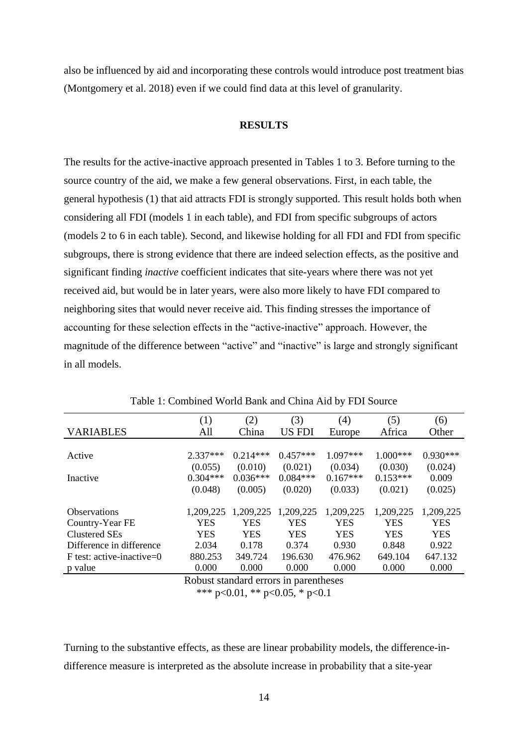also be influenced by aid and incorporating these controls would introduce post treatment bias (Montgomery et al. 2018) even if we could find data at this level of granularity.

## RESULTS

The results for the active-inactive approach presented in Tables 1 to 3. Before turning to the source country of the aid, we make a few general observations. First, in each table, the general hypothesis (1) that aid attracts FDI is strongly supported. This result holds both when considering all FDI (models 1 in each table), and FDI from specific subgroups of actors (models 2 to 6 in each table). Second, and likewise holding for all FDI and FDI from specific subgroups, there is strong evidence that there are indeed selection effects, as the positive and significant finding *inactive* coefficient indicates that site-years where there was not yet received aid, but would be in later years, were also more likely to have FDI compared to neighboring sites that would never receive aid. This finding stresses the importance of accounting for these selection effects in the "active-inactive" approach. However, the magnitude of the difference between "active" and "inactive" is large and strongly significant in all models.

Table 1: Combined World Bank and China Aid by FDI Source

| VARIABLES | (1) All | (2) China | (3) US FDI | (4) Europe | (5) Africa | (6) Other |
|---|---|---|---|---|---|---|
| Active | 2.337*** | 0.214*** | 0.457*** | 1.097*** | 1.000*** | 0.930*** |
| | (0.055) | (0.010) | (0.021) | (0.034) | (0.030) | (0.024) |
| Inactive | 0.304*** | 0.036*** | 0.084*** | 0.167*** | 0.153*** | 0.009 |
| | (0.048) | (0.005) | (0.020) | (0.033) | (0.021) | (0.025) |
| Observations | 1,209,225 | 1,209,225 | 1,209,225 | 1,209,225 | 1,209,225 | 1,209,225 |
| Country-Year FE | YES | YES | YES | YES | YES | YES |
| Clustered SEs | YES | YES | YES | YES | YES | YES |
| Difference in difference | 2.034 | 0.178 | 0.374 | 0.930 | 0.848 | 0.922 |
| F test: active-inactive=0 | 880.253 | 349.724 | 196.630 | 476.962 | 649.104 | 647.132 |
| p value | 0.000 | 0.000 | 0.000 | 0.000 | 0.000 | 0.000 |

Robust standard errors in parentheses

*** $p<0.01$, ** $p<0.05$, * $p<0.1$

Turning to the substantive effects, as these are linear probability models, the difference-in-difference measure is interpreted as the absolute increase in probability that a site-year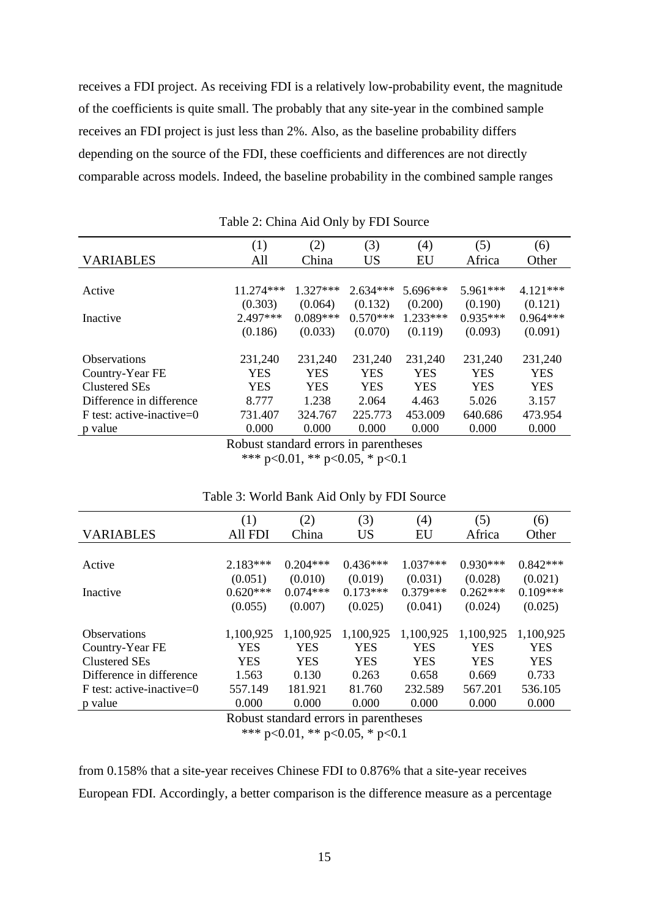receives a FDI project. As receiving FDI is a relatively low-probability event, the magnitude of the coefficients is quite small. The probably that any site-year in the combined sample receives an FDI project is just less than 2%. Also, as the baseline probability differs depending on the source of the FDI, these coefficients and differences are not directly comparable across models. Indeed, the baseline probability in the combined sample ranges

Table 2: China Aid Only by FDI Source

| VARIABLES | (1)<br>All | (2)<br>China | (3)<br>US | (4)<br>EU | (5)<br>Africa | (6)<br>Other |
|---|---|---|---|---|---|---|
| Active | 11.274*** | 1.327*** | 2.634*** | 5.696*** | 5.961*** | 4.121*** |
| | (0.303) | (0.064) | (0.132) | (0.200) | (0.190) | (0.121) |
| Inactive | 2.497*** | 0.089*** | 0.570*** | 1.233*** | 0.935*** | 0.964*** |
| | (0.186) | (0.033) | (0.070) | (0.119) | (0.093) | (0.091) |
| Observations | 231,240 | 231,240 | 231,240 | 231,240 | 231,240 | 231,240 |
| Country-Year FE | YES | YES | YES | YES | YES | YES |
| Clustered SEs | YES | YES | YES | YES | YES | YES |
| Difference in difference | 8.777 | 1.238 | 2.064 | 4.463 | 5.026 | 3.157 |
| F test: active-inactive=0 | 731.407 | 324.767 | 225.773 | 453.009 | 640.686 | 473.954 |
| p value | 0.000 | 0.000 | 0.000 | 0.000 | 0.000 | 0.000 |

Robust standard errors in parentheses
*** p<0.01, ** p<0.05, * p<0.1

Table 3: World Bank Aid Only by FDI Source

| VARIABLES | (1)<br>All FDI | (2)<br>China | (3)<br>US | (4)<br>EU | (5)<br>Africa | (6)<br>Other |
|---|---|---|---|---|---|---|
| Active | 2.183*** | 0.204*** | 0.436*** | 1.037*** | 0.930*** | 0.842*** |
| | (0.051) | (0.010) | (0.019) | (0.031) | (0.028) | (0.021) |
| Inactive | 0.620*** | 0.074*** | 0.173*** | 0.379*** | 0.262*** | 0.109*** |
| | (0.055) | (0.007) | (0.025) | (0.041) | (0.024) | (0.025) |
| Observations | 1,100,925 | 1,100,925 | 1,100,925 | 1,100,925 | 1,100,925 | 1,100,925 |
| Country-Year FE | YES | YES | YES | YES | YES | YES |
| Clustered SEs | YES | YES | YES | YES | YES | YES |
| Difference in difference | 1.563 | 0.130 | 0.263 | 0.658 | 0.669 | 0.733 |
| F test: active-inactive=0 | 557.149 | 181.921 | 81.760 | 232.589 | 567.201 | 536.105 |
| p value | 0.000 | 0.000 | 0.000 | 0.000 | 0.000 | 0.000 |

Robust standard errors in parentheses
*** p<0.01, ** p<0.05, * p<0.1

from 0.158% that a site-year receives Chinese FDI to 0.876% that a site-year receives European FDI. Accordingly, a better comparison is the difference measure as a percentage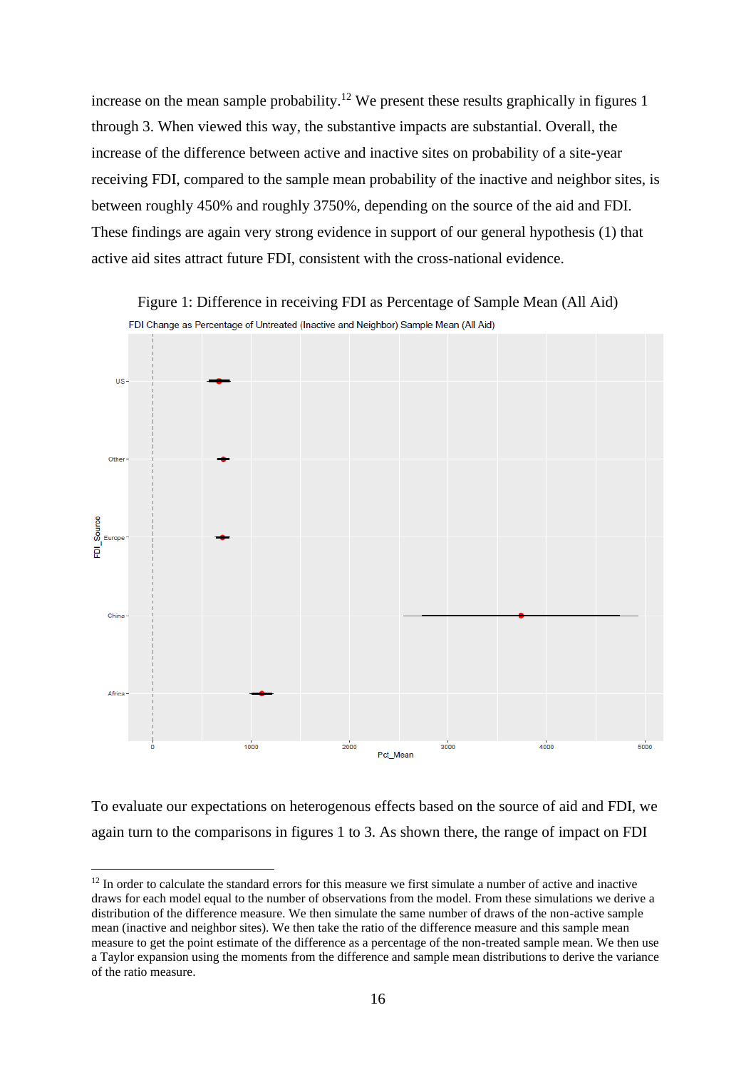increase on the mean sample probability.[12] We present these results graphically in figures 1 through 3. When viewed this way, the substantive impacts are substantial. Overall, the increase of the difference between active and inactive sites on probability of a site-year receiving FDI, compared to the sample mean probability of the inactive and neighbor sites, is between roughly 450% and roughly 3750%, depending on the source of the aid and FDI. These findings are again very strong evidence in support of our general hypothesis (1) that active aid sites attract future FDI, consistent with the cross-national evidence.

Figure 1: Difference in receiving FDI as Percentage of Sample Mean (All Aid)

To evaluate our expectations on heterogenous effects based on the source of aid and FDI, we again turn to the comparisons in figures 1 to 3. As shown there, the range of impact on FDI

[12] In order to calculate the standard errors for this measure we first simulate a number of active and inactive draws for each model equal to the number of observations from the model. From these simulations we derive a distribution of the difference measure. We then simulate the same number of draws of the non-active sample mean (inactive and neighbor sites). We then take the ratio of the difference measure and this sample mean measure to get the point estimate of the difference as a percentage of the non-treated sample mean. We then use a Taylor expansion using the moments from the difference and sample mean distributions to derive the variance of the ratio measure.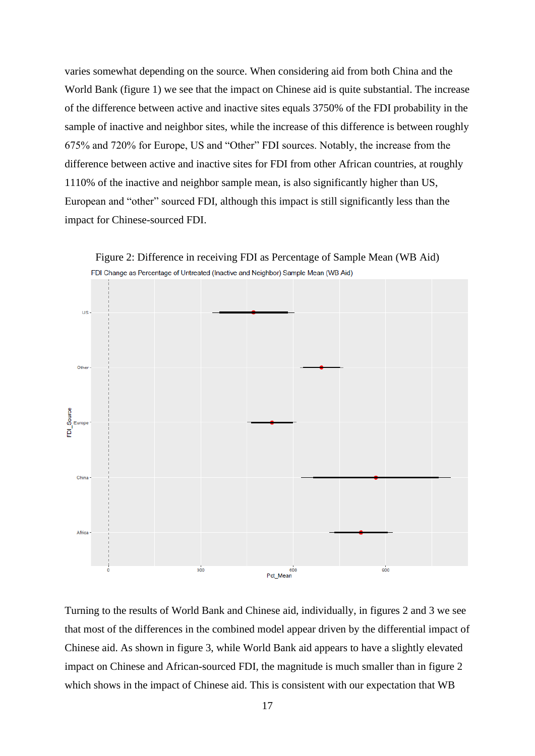varies somewhat depending on the source. When considering aid from both China and the World Bank (figure 1) we see that the impact on Chinese aid is quite substantial. The increase of the difference between active and inactive sites equals 3750% of the FDI probability in the sample of inactive and neighbor sites, while the increase of this difference is between roughly 675% and 720% for Europe, US and "Other" FDI sources. Notably, the increase from the difference between active and inactive sites for FDI from other African countries, at roughly 1110% of the inactive and neighbor sample mean, is also significantly higher than US, European and "other" sourced FDI, although this impact is still significantly less than the impact for Chinese-sourced FDI.

Figure 2: Difference in receiving FDI as Percentage of Sample Mean (WB Aid)

Turning to the results of World Bank and Chinese aid, individually, in figures 2 and 3 we see that most of the differences in the combined model appear driven by the differential impact of Chinese aid. As shown in figure 3, while World Bank aid appears to have a slightly elevated impact on Chinese and African-sourced FDI, the magnitude is much smaller than in figure 2 which shows in the impact of Chinese aid. This is consistent with our expectation that WB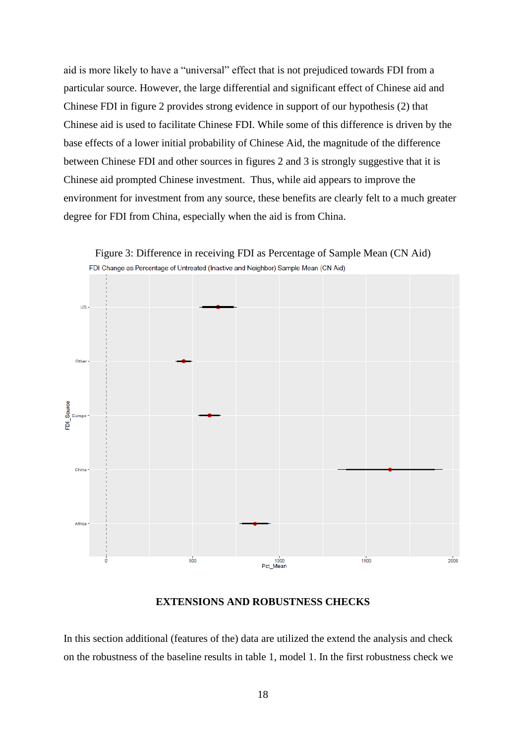aid is more likely to have a "universal" effect that is not prejudiced towards FDI from a particular source. However, the large differential and significant effect of Chinese aid and Chinese FDI in figure 2 provides strong evidence in support of our hypothesis (2) that Chinese aid is used to facilitate Chinese FDI. While some of this difference is driven by the base effects of a lower initial probability of Chinese Aid, the magnitude of the difference between Chinese FDI and other sources in figures 2 and 3 is strongly suggestive that it is Chinese aid prompted Chinese investment. Thus, while aid appears to improve the environment for investment from any source, these benefits are clearly felt to a much greater degree for FDI from China, especially when the aid is from China.

Figure 3: Difference in receiving FDI as Percentage of Sample Mean (CN Aid)

## EXTENSIONS AND ROBUSTNESS CHECKS

In this section additional (features of the) data are utilized the extend the analysis and check on the robustness of the baseline results in table 1, model 1. In the first robustness check we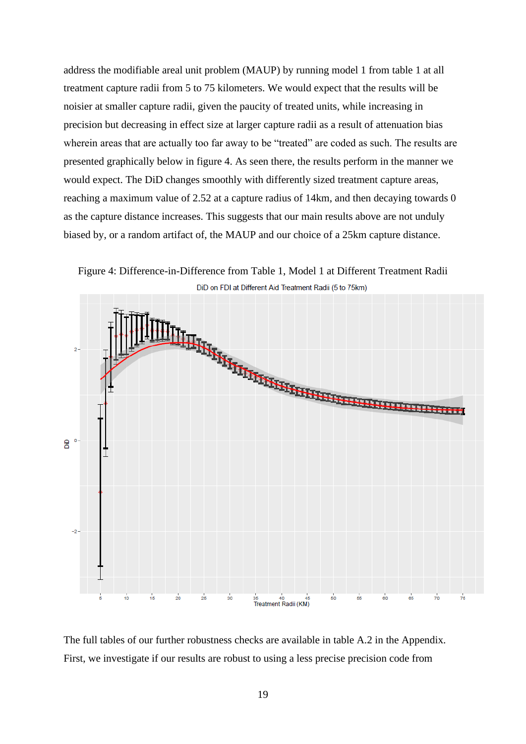address the modifiable areal unit problem (MAUP) by running model 1 from table 1 at all treatment capture radii from 5 to 75 kilometers. We would expect that the results will be noisier at smaller capture radii, given the paucity of treated units, while increasing in precision but decreasing in effect size at larger capture radii as a result of attenuation bias wherein areas that are actually too far away to be "treated" are coded as such. The results are presented graphically below in figure 4. As seen there, the results perform in the manner we would expect. The DiD changes smoothly with differently sized treatment capture areas, reaching a maximum value of 2.52 at a capture radius of 14km, and then decaying towards 0 as the capture distance increases. This suggests that our main results above are not unduly biased by, or a random artifact of, the MAUP and our choice of a 25km capture distance.

Figure 4: Difference-in-Difference from Table 1, Model 1 at Different Treatment Radii

The full tables of our further robustness checks are available in table A.2 in the Appendix. First, we investigate if our results are robust to using a less precise precision code from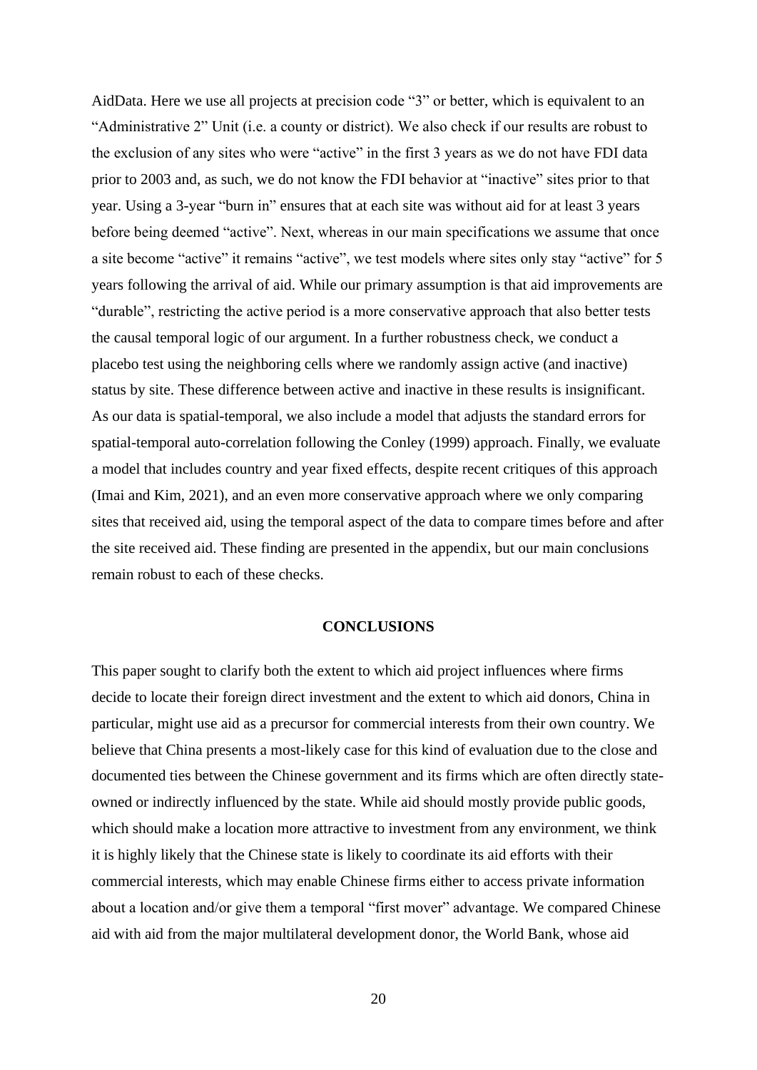AidData. Here we use all projects at precision code "3" or better, which is equivalent to an "Administrative 2" Unit (i.e. a county or district). We also check if our results are robust to the exclusion of any sites who were "active" in the first 3 years as we do not have FDI data prior to 2003 and, as such, we do not know the FDI behavior at "inactive" sites prior to that year. Using a 3-year "burn in" ensures that at each site was without aid for at least 3 years before being deemed "active". Next, whereas in our main specifications we assume that once a site become "active" it remains "active", we test models where sites only stay "active" for 5 years following the arrival of aid. While our primary assumption is that aid improvements are "durable", restricting the active period is a more conservative approach that also better tests the causal temporal logic of our argument. In a further robustness check, we conduct a placebo test using the neighboring cells where we randomly assign active (and inactive) status by site. These difference between active and inactive in these results is insignificant. As our data is spatial-temporal, we also include a model that adjusts the standard errors for spatial-temporal auto-correlation following the Conley (1999) approach. Finally, we evaluate a model that includes country and year fixed effects, despite recent critiques of this approach (Imai and Kim, 2021), and an even more conservative approach where we only comparing sites that received aid, using the temporal aspect of the data to compare times before and after the site received aid. These finding are presented in the appendix, but our main conclusions remain robust to each of these checks.

## CONCLUSIONS

This paper sought to clarify both the extent to which aid project influences where firms decide to locate their foreign direct investment and the extent to which aid donors, China in particular, might use aid as a precursor for commercial interests from their own country. We believe that China presents a most-likely case for this kind of evaluation due to the close and documented ties between the Chinese government and its firms which are often directly state-owned or indirectly influenced by the state. While aid should mostly provide public goods, which should make a location more attractive to investment from any environment, we think it is highly likely that the Chinese state is likely to coordinate its aid efforts with their commercial interests, which may enable Chinese firms either to access private information about a location and/or give them a temporal "first mover" advantage. We compared Chinese aid with aid from the major multilateral development donor, the World Bank, whose aid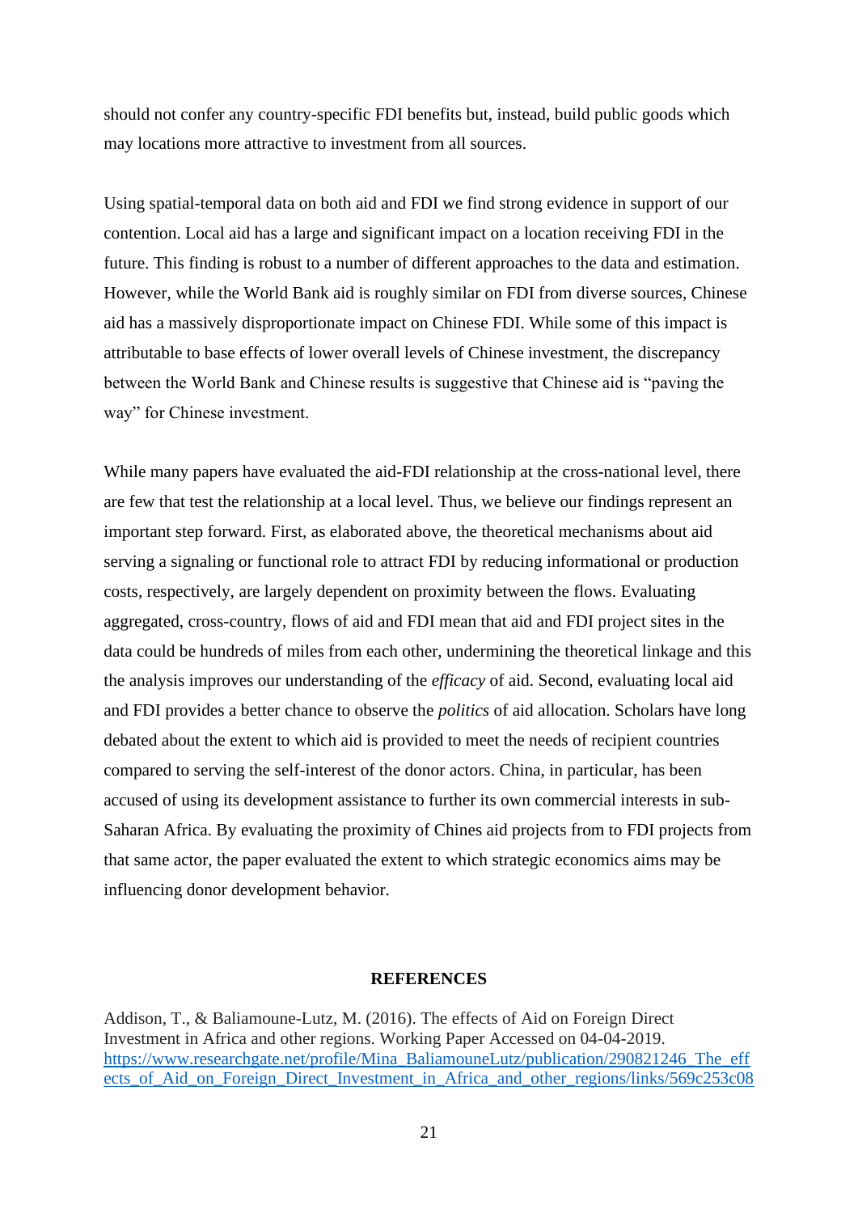should not confer any country-specific FDI benefits but, instead, build public goods which may locations more attractive to investment from all sources.

Using spatial-temporal data on both aid and FDI we find strong evidence in support of our contention. Local aid has a large and significant impact on a location receiving FDI in the future. This finding is robust to a number of different approaches to the data and estimation. However, while the World Bank aid is roughly similar on FDI from diverse sources, Chinese aid has a massively disproportionate impact on Chinese FDI. While some of this impact is attributable to base effects of lower overall levels of Chinese investment, the discrepancy between the World Bank and Chinese results is suggestive that Chinese aid is "paving the way" for Chinese investment.

While many papers have evaluated the aid-FDI relationship at the cross-national level, there are few that test the relationship at a local level. Thus, we believe our findings represent an important step forward. First, as elaborated above, the theoretical mechanisms about aid serving a signaling or functional role to attract FDI by reducing informational or production costs, respectively, are largely dependent on proximity between the flows. Evaluating aggregated, cross-country, flows of aid and FDI mean that aid and FDI project sites in the data could be hundreds of miles from each other, undermining the theoretical linkage and this the analysis improves our understanding of the *efficacy* of aid. Second, evaluating local aid and FDI provides a better chance to observe the *politics* of aid allocation. Scholars have long debated about the extent to which aid is provided to meet the needs of recipient countries compared to serving the self-interest of the donor actors. China, in particular, has been accused of using its development assistance to further its own commercial interests in sub-Saharan Africa. By evaluating the proximity of Chines aid projects from to FDI projects from that same actor, the paper evaluated the extent to which strategic economics aims may be influencing donor development behavior.

## REFERENCES

Addison, T., & Baliamoune-Lutz, M. (2016). The effects of Aid on Foreign Direct Investment in Africa and other regions. Working Paper Accessed on 04-04-2019. https://www.researchgate.net/profile/Mina_BaliamouneLutz/publication/290821246_The_effects_of_Aid_on_Foreign_Direct_Investment_in_Africa_and_other_regions/links/569c253c08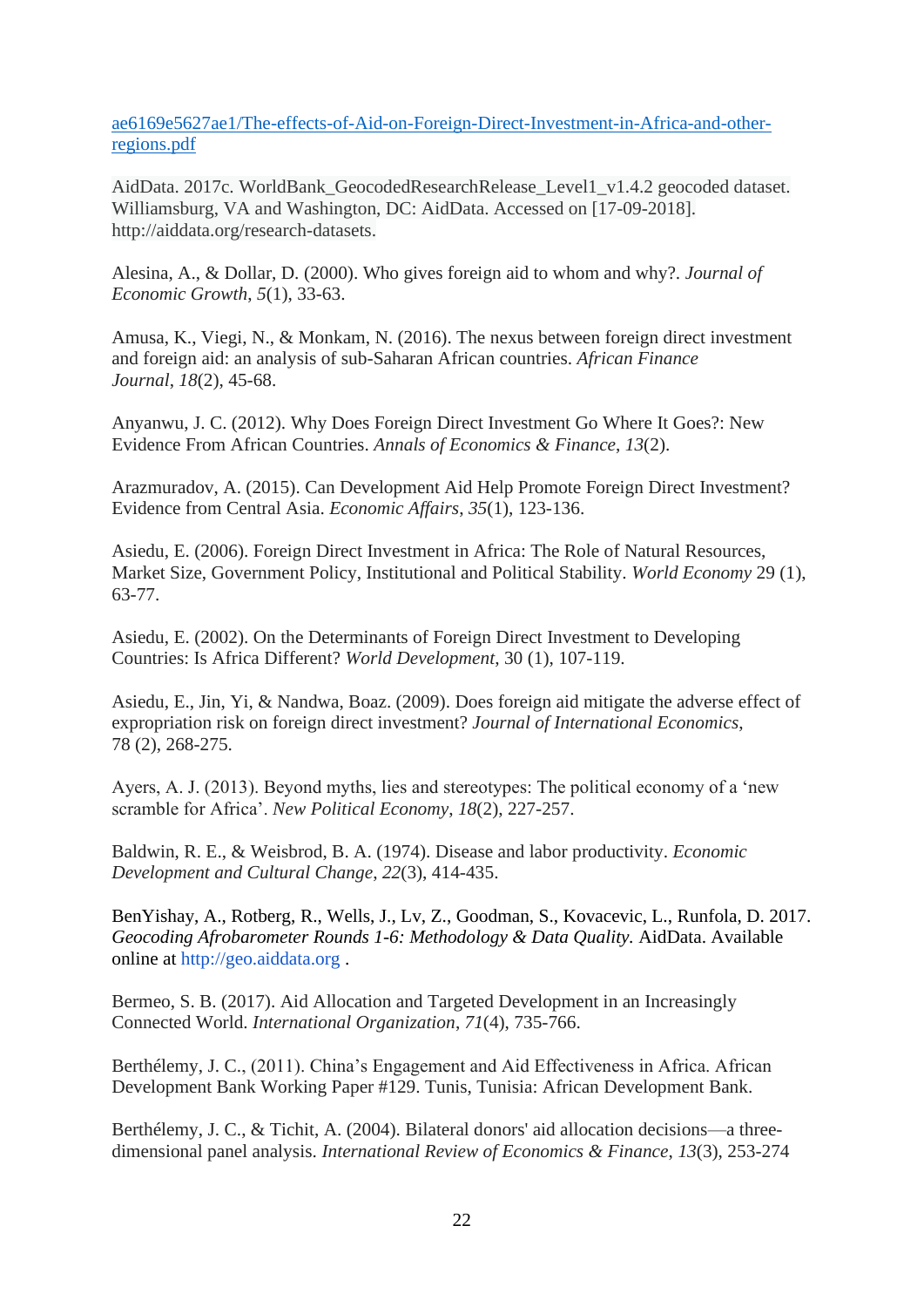ae6169e5627ae1/The-effects-of-Aid-on-Foreign-Direct-Investment-in-Africa-and-other-regions.pdf

AidData. 2017c. WorldBank_GeocodedResearchRelease_Level1_v1.4.2 geocoded dataset. Williamsburg, VA and Washington, DC: AidData. Accessed on [17-09-2018]. http://aiddata.org/research-datasets.

Alesina, A., & Dollar, D. (2000). Who gives foreign aid to whom and why?. *Journal of Economic Growth*, *5*(1), 33-63.

Amusa, K., Viegi, N., & Monkam, N. (2016). The nexus between foreign direct investment and foreign aid: an analysis of sub-Saharan African countries. *African Finance Journal*, *18*(2), 45-68.

Anyanwu, J. C. (2012). Why Does Foreign Direct Investment Go Where It Goes?: New Evidence From African Countries. *Annals of Economics & Finance*, *13*(2).

Arazmuradov, A. (2015). Can Development Aid Help Promote Foreign Direct Investment? Evidence from Central Asia. *Economic Affairs*, *35*(1), 123-136.

Asiedu, E. (2006). Foreign Direct Investment in Africa: The Role of Natural Resources, Market Size, Government Policy, Institutional and Political Stability. *World Economy* 29 (1), 63-77.

Asiedu, E. (2002). On the Determinants of Foreign Direct Investment to Developing Countries: Is Africa Different? *World Development*, 30 (1), 107-119.

Asiedu, E., Jin, Yi, & Nandwa, Boaz. (2009). Does foreign aid mitigate the adverse effect of expropriation risk on foreign direct investment? *Journal of International Economics*, 78 (2), 268-275.

Ayers, A. J. (2013). Beyond myths, lies and stereotypes: The political economy of a 'new scramble for Africa'. *New Political Economy*, *18*(2), 227-257.

Baldwin, R. E., & Weisbrod, B. A. (1974). Disease and labor productivity. *Economic Development and Cultural Change*, *22*(3), 414-435.

BenYishay, A., Rotberg, R., Wells, J., Lv, Z., Goodman, S., Kovacevic, L., Runfola, D. 2017. *Geocoding Afrobarometer Rounds 1-6: Methodology & Data Quality*. AidData. Available online at http://geo.aiddata.org .

Bermeo, S. B. (2017). Aid Allocation and Targeted Development in an Increasingly Connected World. *International Organization*, *71*(4), 735-766.

Berthélemy, J. C., (2011). China's Engagement and Aid Effectiveness in Africa. African Development Bank Working Paper #129. Tunis, Tunisia: African Development Bank.

Berthélemy, J. C., & Tichit, A. (2004). Bilateral donors' aid allocation decisions—a three-dimensional panel analysis. *International Review of Economics & Finance*, *13*(3), 253-274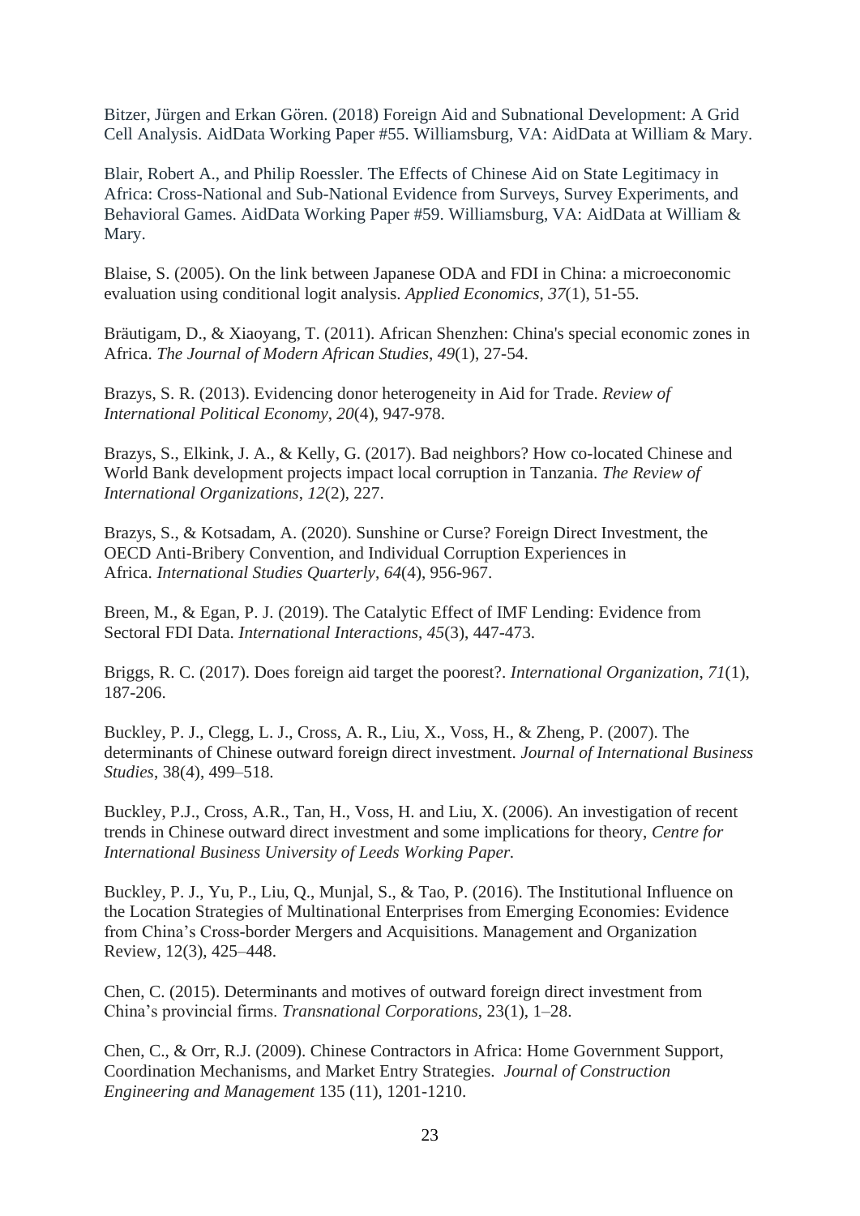Bitzer, Jürgen and Erkan Gören. (2018) Foreign Aid and Subnational Development: A Grid Cell Analysis. AidData Working Paper #55. Williamsburg, VA: AidData at William & Mary.

Blair, Robert A., and Philip Roessler. The Effects of Chinese Aid on State Legitimacy in Africa: Cross-National and Sub-National Evidence from Surveys, Survey Experiments, and Behavioral Games. AidData Working Paper #59. Williamsburg, VA: AidData at William & Mary.

Blaise, S. (2005). On the link between Japanese ODA and FDI in China: a microeconomic evaluation using conditional logit analysis. *Applied Economics*, *37*(1), 51-55.

Bräutigam, D., & Xiaoyang, T. (2011). African Shenzhen: China's special economic zones in Africa. *The Journal of Modern African Studies*, *49*(1), 27-54.

Brazys, S. R. (2013). Evidencing donor heterogeneity in Aid for Trade. *Review of International Political Economy*, *20*(4), 947-978.

Brazys, S., Elkink, J. A., & Kelly, G. (2017). Bad neighbors? How co-located Chinese and World Bank development projects impact local corruption in Tanzania. *The Review of International Organizations*, *12*(2), 227.

Brazys, S., & Kotsadam, A. (2020). Sunshine or Curse? Foreign Direct Investment, the OECD Anti-Bribery Convention, and Individual Corruption Experiences in Africa. *International Studies Quarterly*, *64*(4), 956-967.

Breen, M., & Egan, P. J. (2019). The Catalytic Effect of IMF Lending: Evidence from Sectoral FDI Data. *International Interactions*, *45*(3), 447-473.

Briggs, R. C. (2017). Does foreign aid target the poorest?. *International Organization*, *71*(1), 187-206.

Buckley, P. J., Clegg, L. J., Cross, A. R., Liu, X., Voss, H., & Zheng, P. (2007). The determinants of Chinese outward foreign direct investment. *Journal of International Business Studies*, 38(4), 499–518.

Buckley, P.J., Cross, A.R., Tan, H., Voss, H. and Liu, X. (2006). An investigation of recent trends in Chinese outward direct investment and some implications for theory, *Centre for International Business University of Leeds Working Paper.*

Buckley, P. J., Yu, P., Liu, Q., Munjal, S., & Tao, P. (2016). The Institutional Influence on the Location Strategies of Multinational Enterprises from Emerging Economies: Evidence from China's Cross-border Mergers and Acquisitions. Management and Organization Review, 12(3), 425–448.

Chen, C. (2015). Determinants and motives of outward foreign direct investment from China's provincial firms. *Transnational Corporations*, 23(1), 1–28.

Chen, C., & Orr, R.J. (2009). Chinese Contractors in Africa: Home Government Support, Coordination Mechanisms, and Market Entry Strategies. *Journal of Construction Engineering and Management* 135 (11), 1201-1210.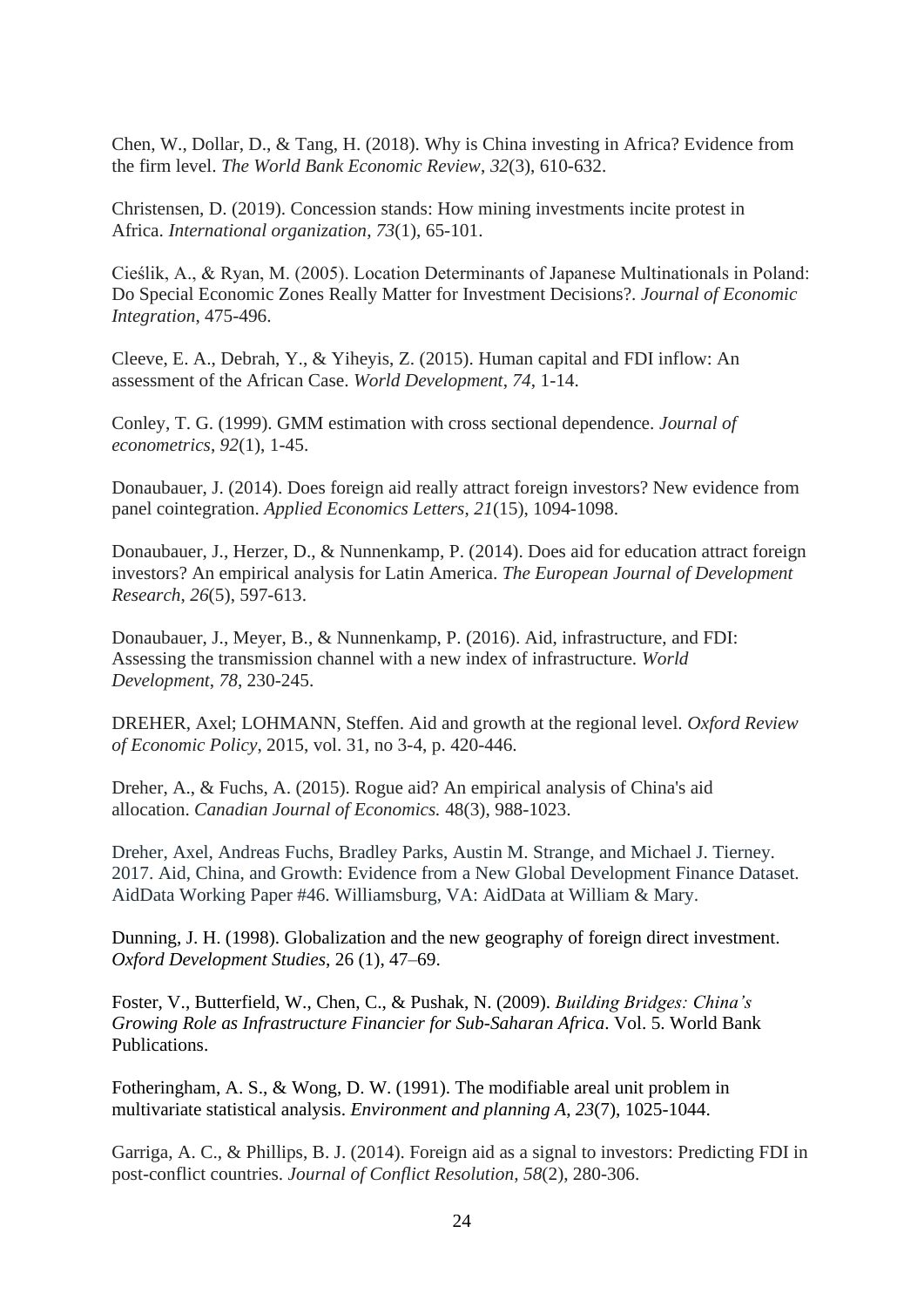Chen, W., Dollar, D., & Tang, H. (2018). Why is China investing in Africa? Evidence from the firm level. *The World Bank Economic Review*, *32*(3), 610-632.

Christensen, D. (2019). Concession stands: How mining investments incite protest in Africa. *International organization*, *73*(1), 65-101.

Cieślik, A., & Ryan, M. (2005). Location Determinants of Japanese Multinationals in Poland: Do Special Economic Zones Really Matter for Investment Decisions?. *Journal of Economic Integration*, 475-496.

Cleeve, E. A., Debrah, Y., & Yiheyis, Z. (2015). Human capital and FDI inflow: An assessment of the African Case. *World Development*, *74*, 1-14.

Conley, T. G. (1999). GMM estimation with cross sectional dependence. *Journal of econometrics*, *92*(1), 1-45.

Donaubauer, J. (2014). Does foreign aid really attract foreign investors? New evidence from panel cointegration. *Applied Economics Letters*, *21*(15), 1094-1098.

Donaubauer, J., Herzer, D., & Nunnenkamp, P. (2014). Does aid for education attract foreign investors? An empirical analysis for Latin America. *The European Journal of Development Research*, *26*(5), 597-613.

Donaubauer, J., Meyer, B., & Nunnenkamp, P. (2016). Aid, infrastructure, and FDI: Assessing the transmission channel with a new index of infrastructure. *World Development*, *78*, 230-245.

DREHER, Axel; LOHMANN, Steffen. Aid and growth at the regional level. *Oxford Review of Economic Policy*, 2015, vol. 31, no 3-4, p. 420-446.

Dreher, A., & Fuchs, A. (2015). Rogue aid? An empirical analysis of China's aid allocation. *Canadian Journal of Economics.* 48(3), 988-1023.

Dreher, Axel, Andreas Fuchs, Bradley Parks, Austin M. Strange, and Michael J. Tierney. 2017. Aid, China, and Growth: Evidence from a New Global Development Finance Dataset. AidData Working Paper #46. Williamsburg, VA: AidData at William & Mary.

Dunning, J. H. (1998). Globalization and the new geography of foreign direct investment. *Oxford Development Studies*, 26 (1), 47–69.

Foster, V., Butterfield, W., Chen, C., & Pushak, N. (2009). *Building Bridges: China's Growing Role as Infrastructure Financier for Sub-Saharan Africa*. Vol. 5. World Bank Publications.

Fotheringham, A. S., & Wong, D. W. (1991). The modifiable areal unit problem in multivariate statistical analysis. *Environment and planning A*, *23*(7), 1025-1044.

Garriga, A. C., & Phillips, B. J. (2014). Foreign aid as a signal to investors: Predicting FDI in post-conflict countries. *Journal of Conflict Resolution*, *58*(2), 280-306.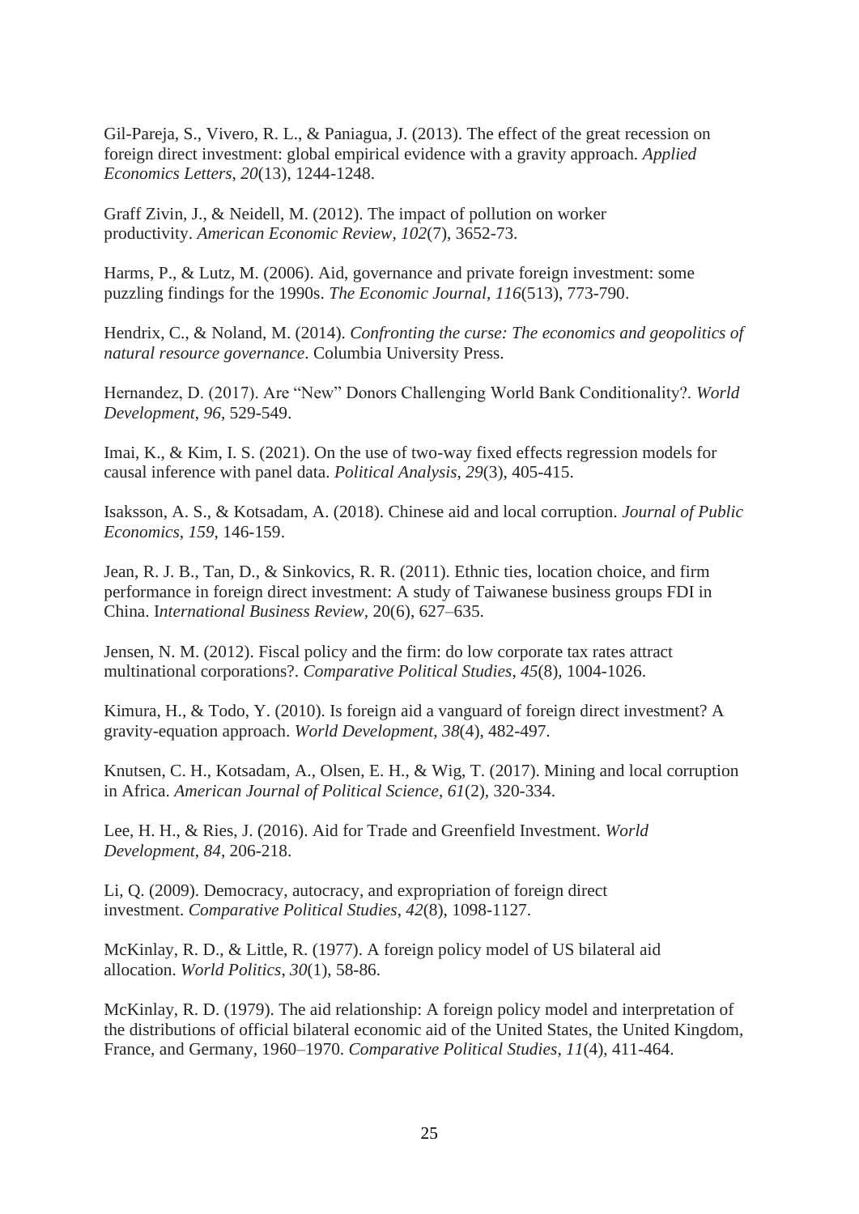Gil-Pareja, S., Vivero, R. L., & Paniagua, J. (2013). The effect of the great recession on foreign direct investment: global empirical evidence with a gravity approach. *Applied Economics Letters*, *20*(13), 1244-1248.

Graff Zivin, J., & Neidell, M. (2012). The impact of pollution on worker productivity. *American Economic Review*, *102*(7), 3652-73.

Harms, P., & Lutz, M. (2006). Aid, governance and private foreign investment: some puzzling findings for the 1990s. *The Economic Journal*, *116*(513), 773-790.

Hendrix, C., & Noland, M. (2014). *Confronting the curse: The economics and geopolitics of natural resource governance*. Columbia University Press.

Hernandez, D. (2017). Are "New" Donors Challenging World Bank Conditionality?. *World Development*, *96*, 529-549.

Imai, K., & Kim, I. S. (2021). On the use of two-way fixed effects regression models for causal inference with panel data. *Political Analysis*, *29*(3), 405-415.

Isaksson, A. S., & Kotsadam, A. (2018). Chinese aid and local corruption. *Journal of Public Economics*, *159*, 146-159.

Jean, R. J. B., Tan, D., & Sinkovics, R. R. (2011). Ethnic ties, location choice, and firm performance in foreign direct investment: A study of Taiwanese business groups FDI in China. I*nternational Business Review*, 20(6), 627–635.

Jensen, N. M. (2012). Fiscal policy and the firm: do low corporate tax rates attract multinational corporations?. *Comparative Political Studies*, *45*(8), 1004-1026.

Kimura, H., & Todo, Y. (2010). Is foreign aid a vanguard of foreign direct investment? A gravity-equation approach. *World Development*, *38*(4), 482-497.

Knutsen, C. H., Kotsadam, A., Olsen, E. H., & Wig, T. (2017). Mining and local corruption in Africa. *American Journal of Political Science*, *61*(2), 320-334.

Lee, H. H., & Ries, J. (2016). Aid for Trade and Greenfield Investment. *World Development*, *84*, 206-218.

Li, Q. (2009). Democracy, autocracy, and expropriation of foreign direct investment. *Comparative Political Studies*, *42*(8), 1098-1127.

McKinlay, R. D., & Little, R. (1977). A foreign policy model of US bilateral aid allocation. *World Politics*, *30*(1), 58-86.

McKinlay, R. D. (1979). The aid relationship: A foreign policy model and interpretation of the distributions of official bilateral economic aid of the United States, the United Kingdom, France, and Germany, 1960–1970. *Comparative Political Studies*, *11*(4), 411-464.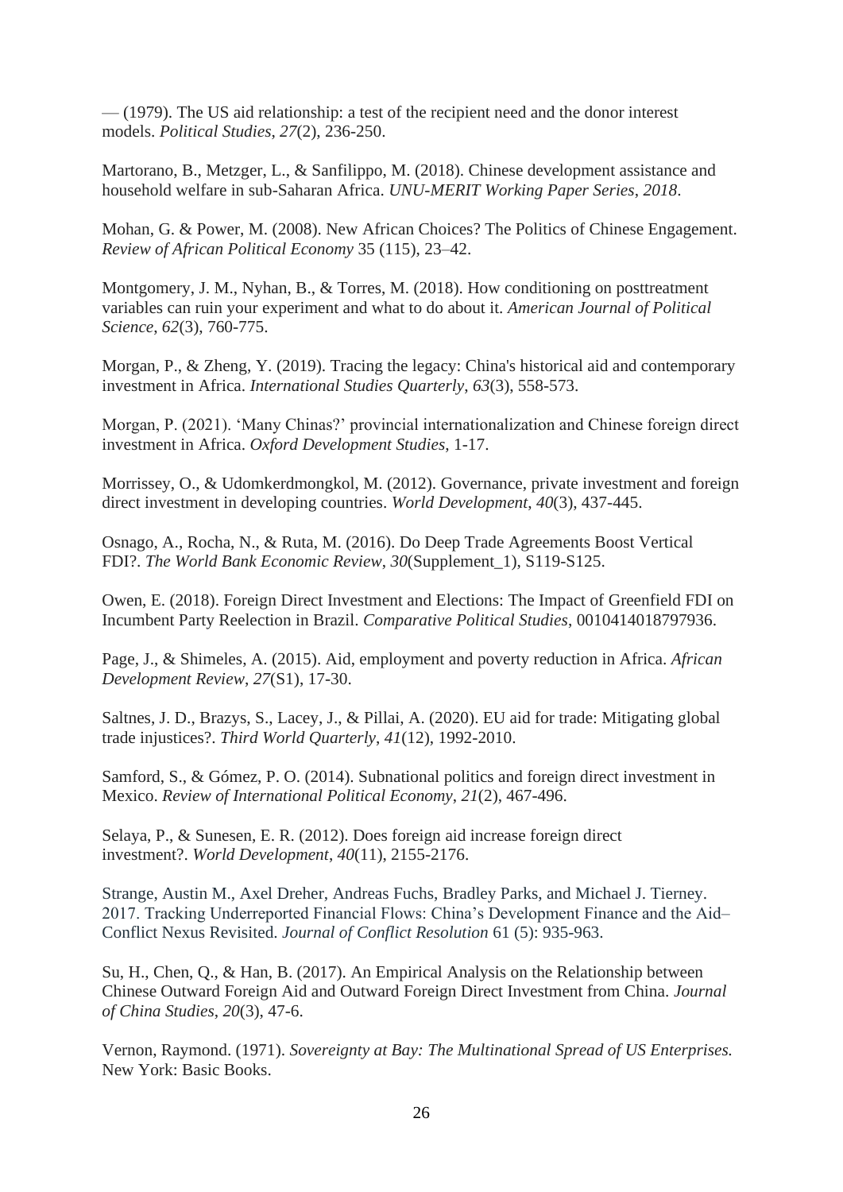— (1979). The US aid relationship: a test of the recipient need and the donor interest models. *Political Studies*, *27*(2), 236-250.

Martorano, B., Metzger, L., & Sanfilippo, M. (2018). Chinese development assistance and household welfare in sub-Saharan Africa. *UNU-MERIT Working Paper Series*, *2018*.

Mohan, G. & Power, M. (2008). New African Choices? The Politics of Chinese Engagement. *Review of African Political Economy* 35 (115), 23–42.

Montgomery, J. M., Nyhan, B., & Torres, M. (2018). How conditioning on posttreatment variables can ruin your experiment and what to do about it. *American Journal of Political Science*, *62*(3), 760-775.

Morgan, P., & Zheng, Y. (2019). Tracing the legacy: China's historical aid and contemporary investment in Africa. *International Studies Quarterly*, *63*(3), 558-573.

Morgan, P. (2021). 'Many Chinas?' provincial internationalization and Chinese foreign direct investment in Africa. *Oxford Development Studies*, 1-17.

Morrissey, O., & Udomkerdmongkol, M. (2012). Governance, private investment and foreign direct investment in developing countries. *World Development*, *40*(3), 437-445.

Osnago, A., Rocha, N., & Ruta, M. (2016). Do Deep Trade Agreements Boost Vertical FDI?. *The World Bank Economic Review*, *30*(Supplement_1), S119-S125.

Owen, E. (2018). Foreign Direct Investment and Elections: The Impact of Greenfield FDI on Incumbent Party Reelection in Brazil. *Comparative Political Studies*, 0010414018797936.

Page, J., & Shimeles, A. (2015). Aid, employment and poverty reduction in Africa. *African Development Review*, *27*(S1), 17-30.

Saltnes, J. D., Brazys, S., Lacey, J., & Pillai, A. (2020). EU aid for trade: Mitigating global trade injustices?. *Third World Quarterly*, *41*(12), 1992-2010.

Samford, S., & Gómez, P. O. (2014). Subnational politics and foreign direct investment in Mexico. *Review of International Political Economy*, *21*(2), 467-496.

Selaya, P., & Sunesen, E. R. (2012). Does foreign aid increase foreign direct investment?. *World Development*, *40*(11), 2155-2176.

Strange, Austin M., Axel Dreher, Andreas Fuchs, Bradley Parks, and Michael J. Tierney. 2017. Tracking Underreported Financial Flows: China's Development Finance and the Aid–Conflict Nexus Revisited. *Journal of Conflict Resolution* 61 (5): 935-963.

Su, H., Chen, Q., & Han, B. (2017). An Empirical Analysis on the Relationship between Chinese Outward Foreign Aid and Outward Foreign Direct Investment from China. *Journal of China Studies*, *20*(3), 47-6.

Vernon, Raymond. (1971). *Sovereignty at Bay: The Multinational Spread of US Enterprises.* New York: Basic Books.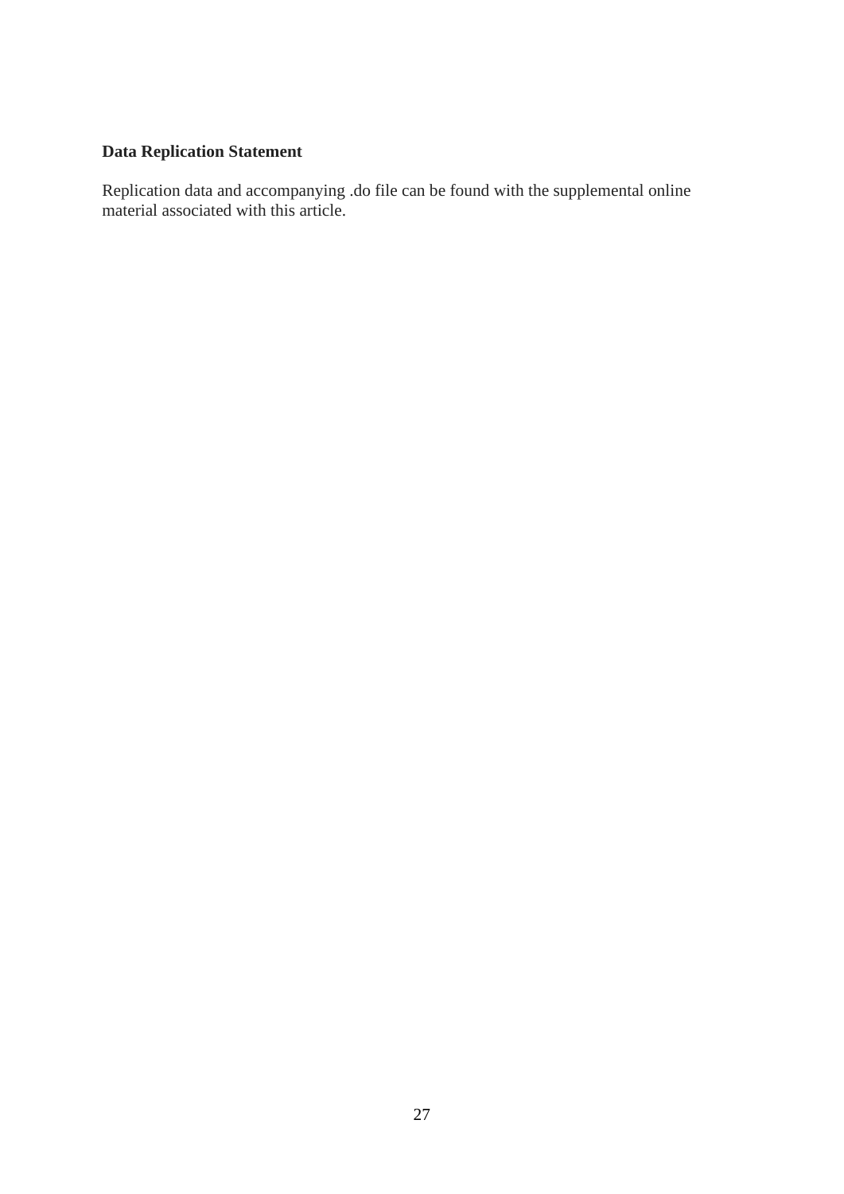## Data Replication Statement

Replication data and accompanying .do file can be found with the supplemental online material associated with this article.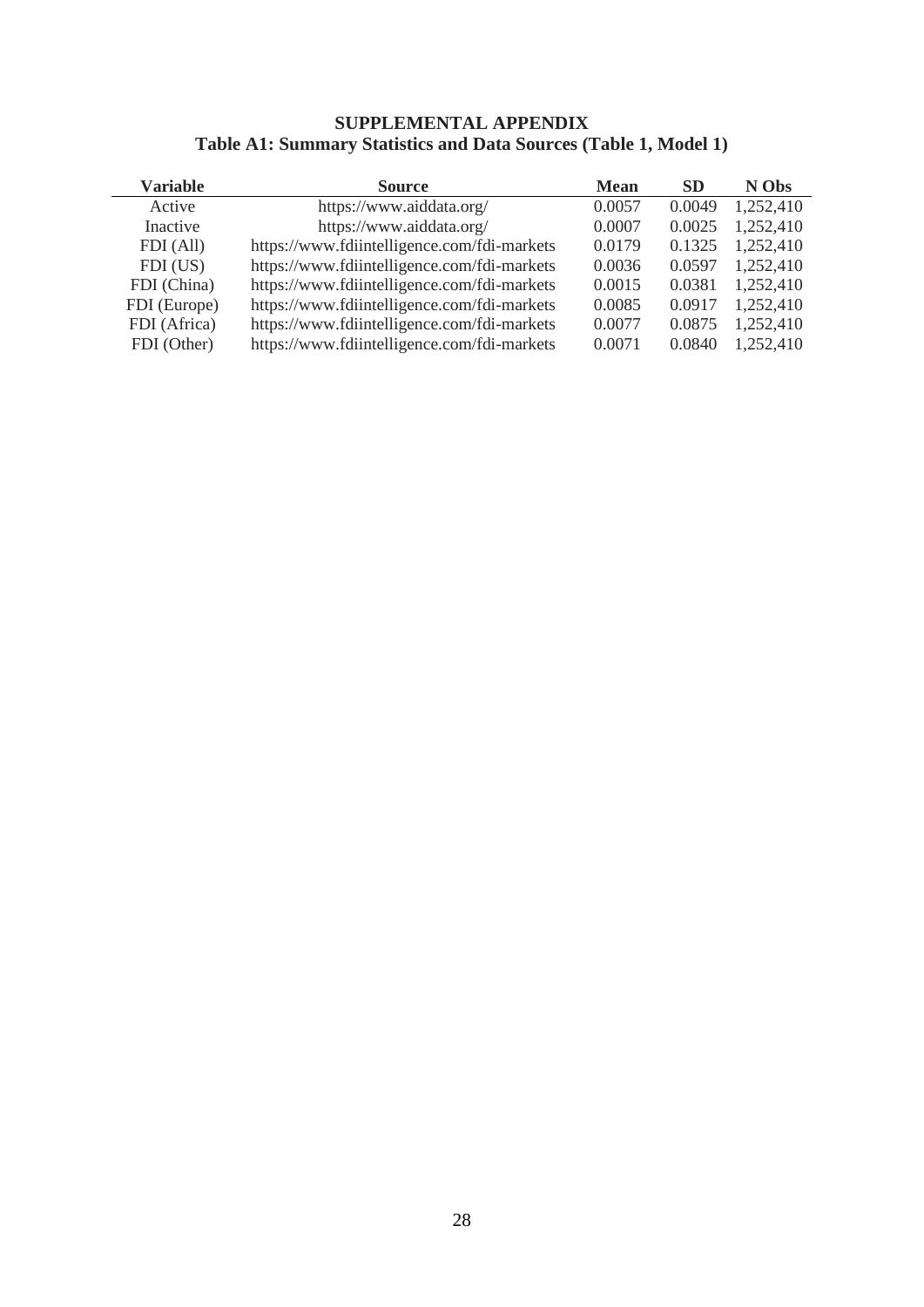# SUPPLEMENTAL APPENDIX

## Table A1: Summary Statistics and Data Sources (Table 1, Model 1)

| Variable | Source | Mean | SD | N Obs |
|---|---|---|---|---|
| Active | https://www.aiddata.org/ | 0.0057 | 0.0049 | 1,252,410 |
| Inactive | https://www.aiddata.org/ | 0.0007 | 0.0025 | 1,252,410 |
| FDI (All) | https://www.fdiintelligence.com/fdi-markets | 0.0179 | 0.1325 | 1,252,410 |
| FDI (US) | https://www.fdiintelligence.com/fdi-markets | 0.0036 | 0.0597 | 1,252,410 |
| FDI (China) | https://www.fdiintelligence.com/fdi-markets | 0.0015 | 0.0381 | 1,252,410 |
| FDI (Europe) | https://www.fdiintelligence.com/fdi-markets | 0.0085 | 0.0917 | 1,252,410 |
| FDI (Africa) | https://www.fdiintelligence.com/fdi-markets | 0.0077 | 0.0875 | 1,252,410 |
| FDI (Other) | https://www.fdiintelligence.com/fdi-markets | 0.0071 | 0.0840 | 1,252,410 |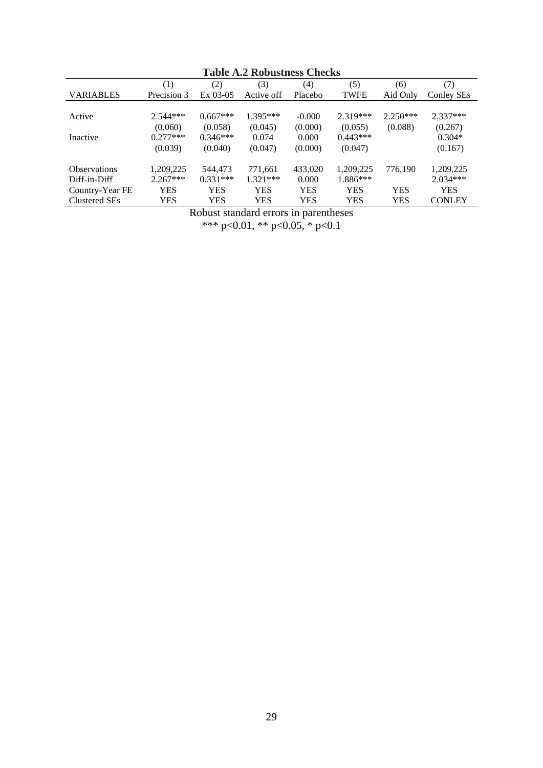**Table A.2 Robustness Checks**

| | (1) | (2) | (3) | (4) | (5) | (6) | (7) |
|---|---|---|---|---|---|---|---|
| VARIABLES | Precision 3 | Ex 03-05 | Active off | Placebo | TWFE | Aid Only | Conley SEs |
| Active | 2.544*** | 0.667*** | 1.395*** | -0.000 | 2.319*** | 2.250*** | 2.337*** |
| | (0.060) | (0.058) | (0.045) | (0.000) | (0.055) | (0.088) | (0.267) |
| Inactive | 0.277*** | 0.346*** | 0.074 | 0.000 | 0.443*** | | 0.304* |
| | (0.039) | (0.040) | (0.047) | (0.000) | (0.047) | | (0.167) |
| Observations | 1,209,225 | 544,473 | 771,661 | 433,020 | 1,209,225 | 776,190 | 1,209,225 |
| Diff-in-Diff | 2.267*** | 0.331*** | 1.321*** | 0.000 | 1.886*** | | 2.034*** |
| Country-Year FE | YES | YES | YES | YES | YES | YES | YES |
| Clustered SEs | YES | YES | YES | YES | YES | YES | CONLEY |

Robust standard errors in parentheses

*** p<0.01, ** p<0.05, * p<0.1